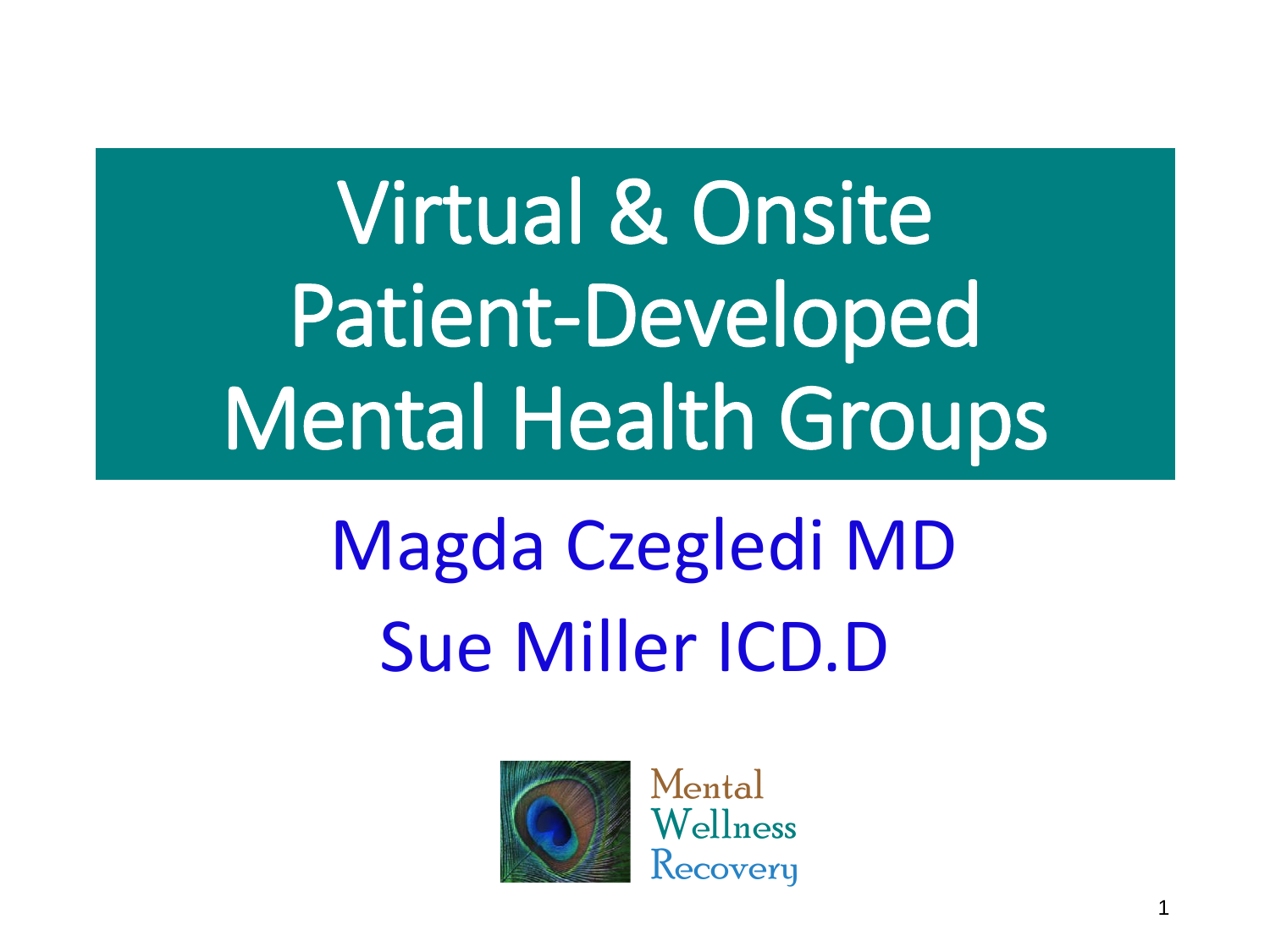# Virtual & Onsite Patient-Developed Mental Health Groups

Magda Czegledi MD

Sue Miller ICD.D

Mental Wellness Recovery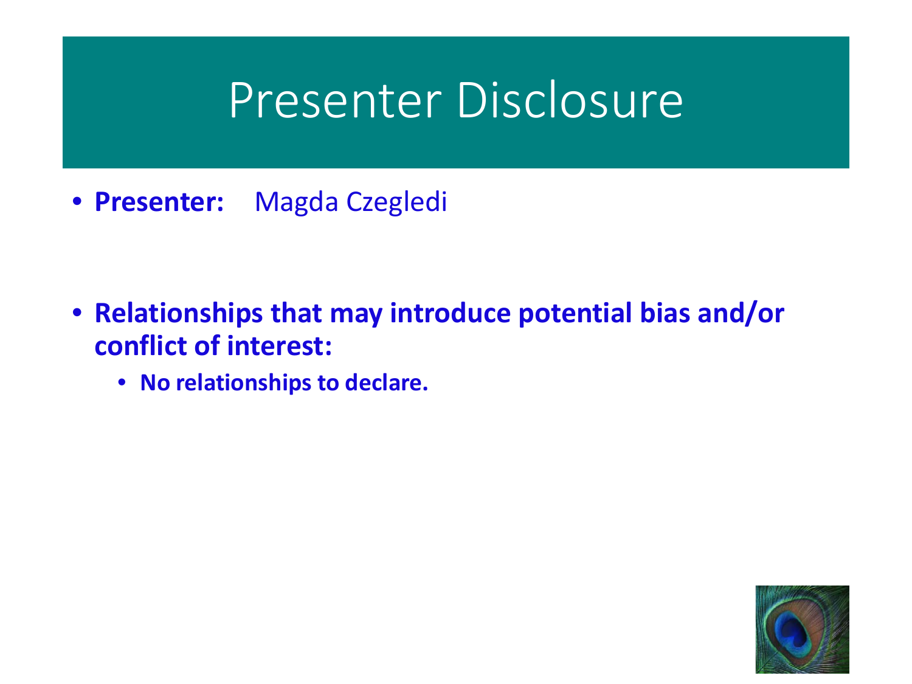# Presenter Disclosure

- **Presenter:** Magda Czegledi

- **Relationships that may introduce potential bias and/or conflict of interest:**
  - **No relationships to declare.**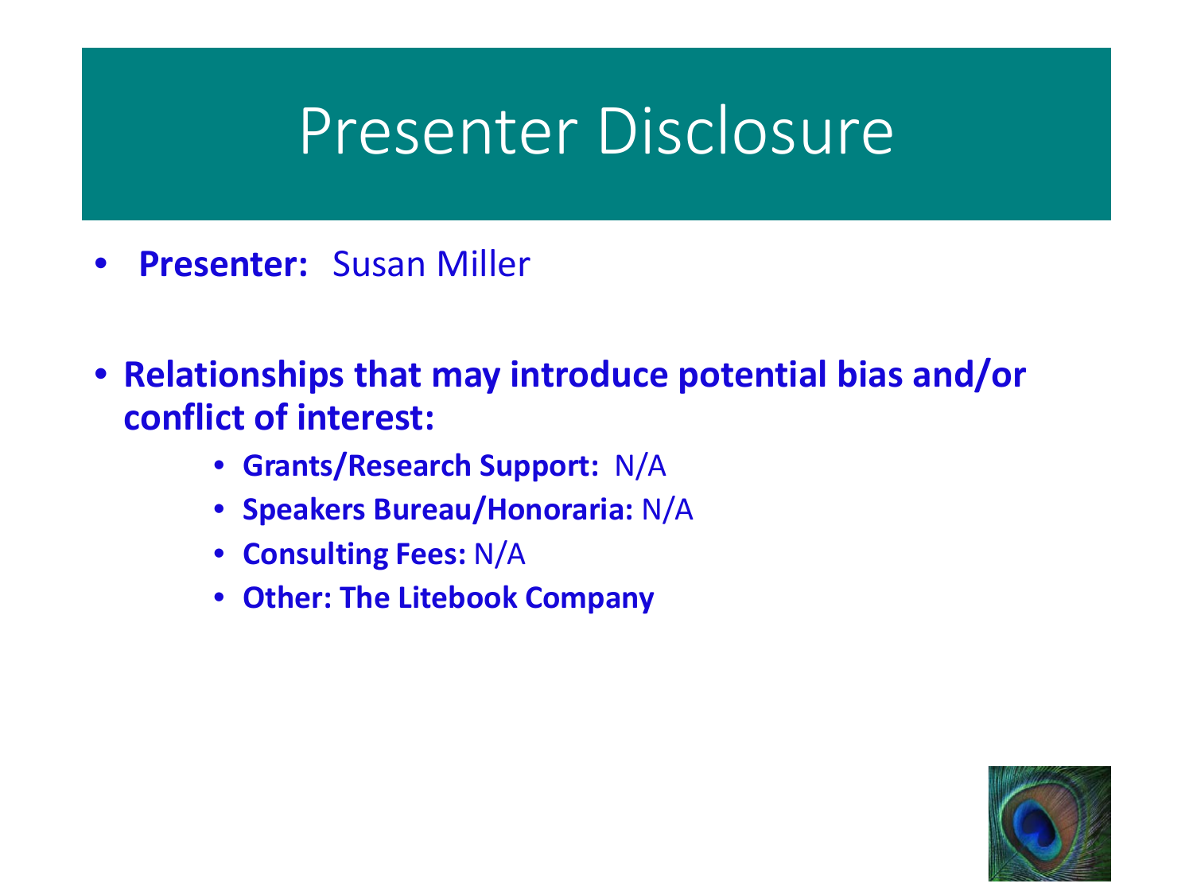# Presenter Disclosure

- **Presenter:** Susan Miller

- **Relationships that may introduce potential bias and/or conflict of interest:**
  - **Grants/Research Support:** N/A
  - **Speakers Bureau/Honoraria:** N/A
  - **Consulting Fees:** N/A
  - **Other: The Litebook Company**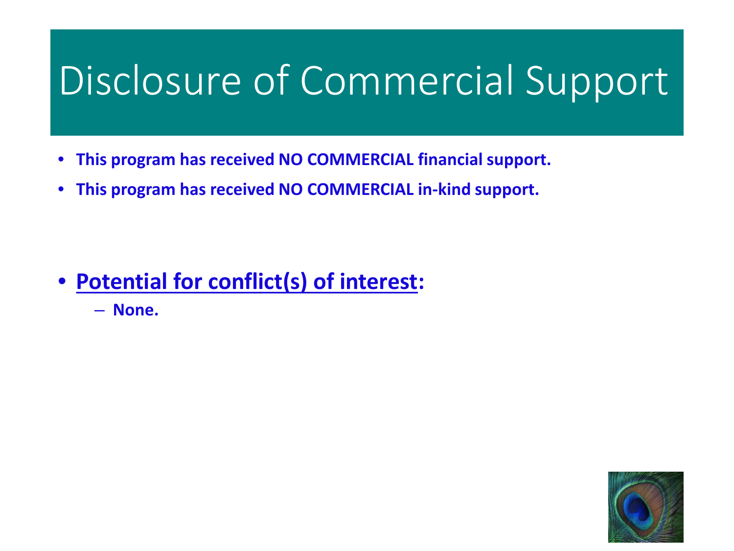# Disclosure of Commercial Support

- **This program has received NO COMMERCIAL financial support.**
- **This program has received NO COMMERCIAL in-kind support.**

- **Potential for conflict(s) of interest:**
  - **None.**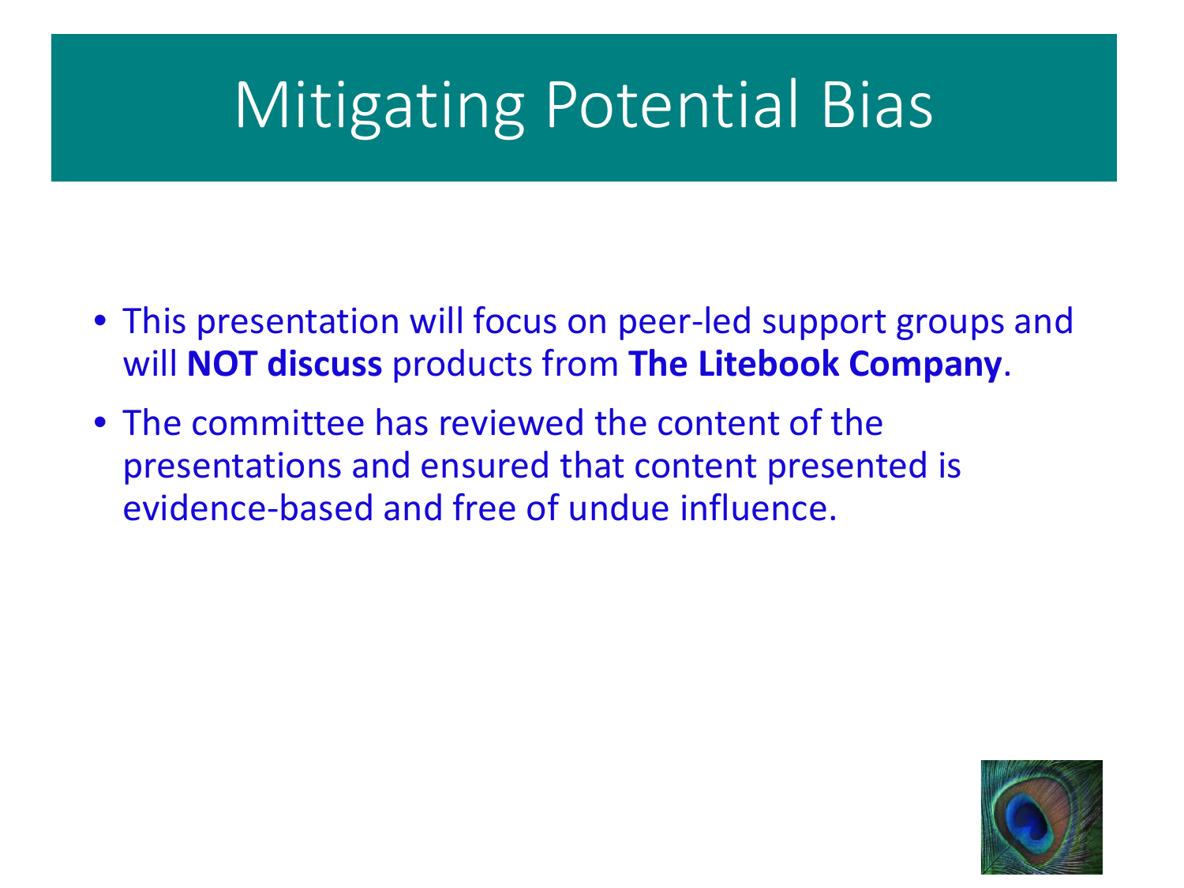# Mitigating Potential Bias

- This presentation will focus on peer-led support groups and will **NOT discuss** products from **The Litebook Company**.
- The committee has reviewed the content of the presentations and ensured that content presented is evidence-based and free of undue influence.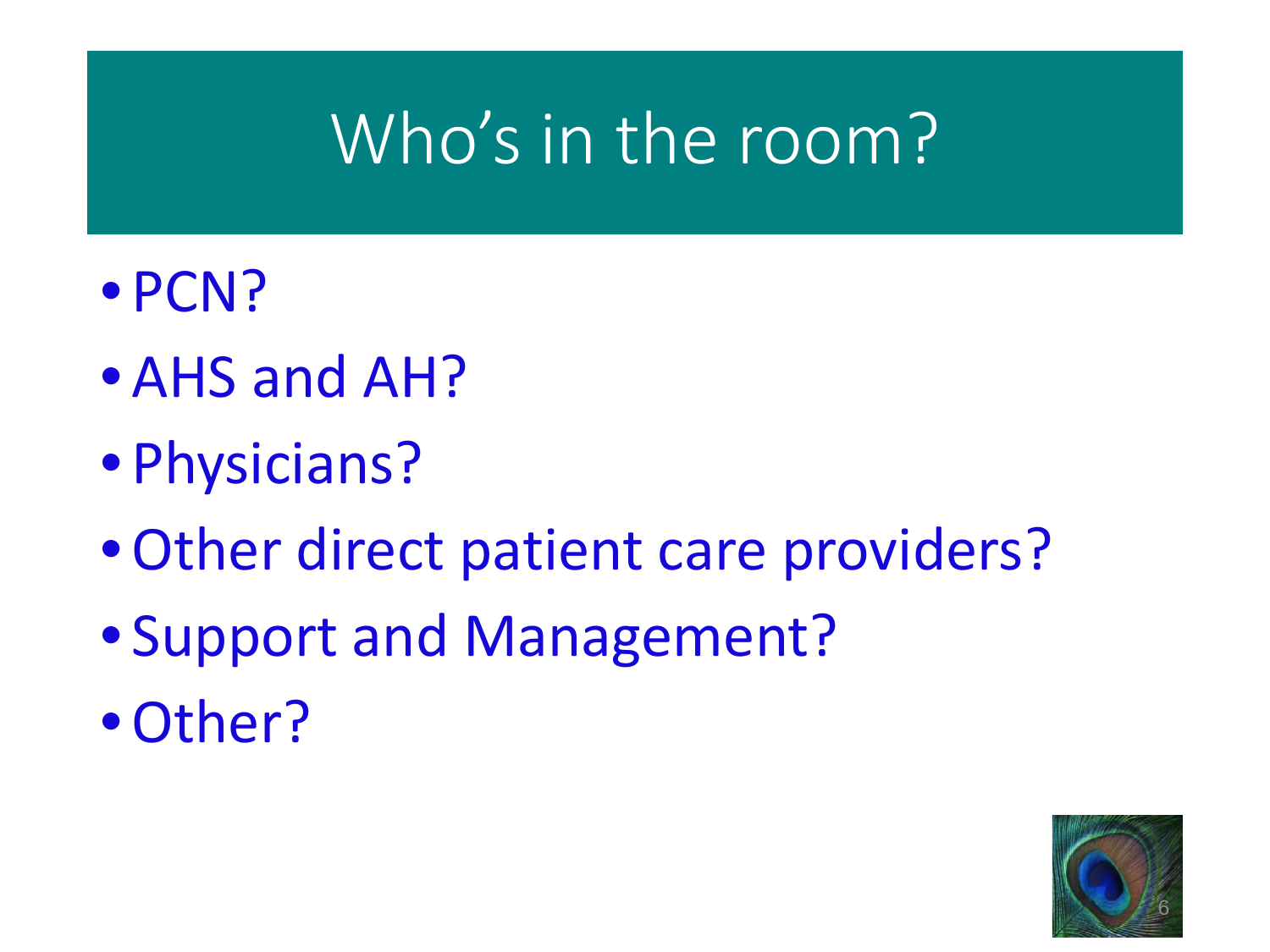# Who's in the room?

- PCN?
- AHS and AH?
- Physicians?
- Other direct patient care providers?
- Support and Management?
- Other?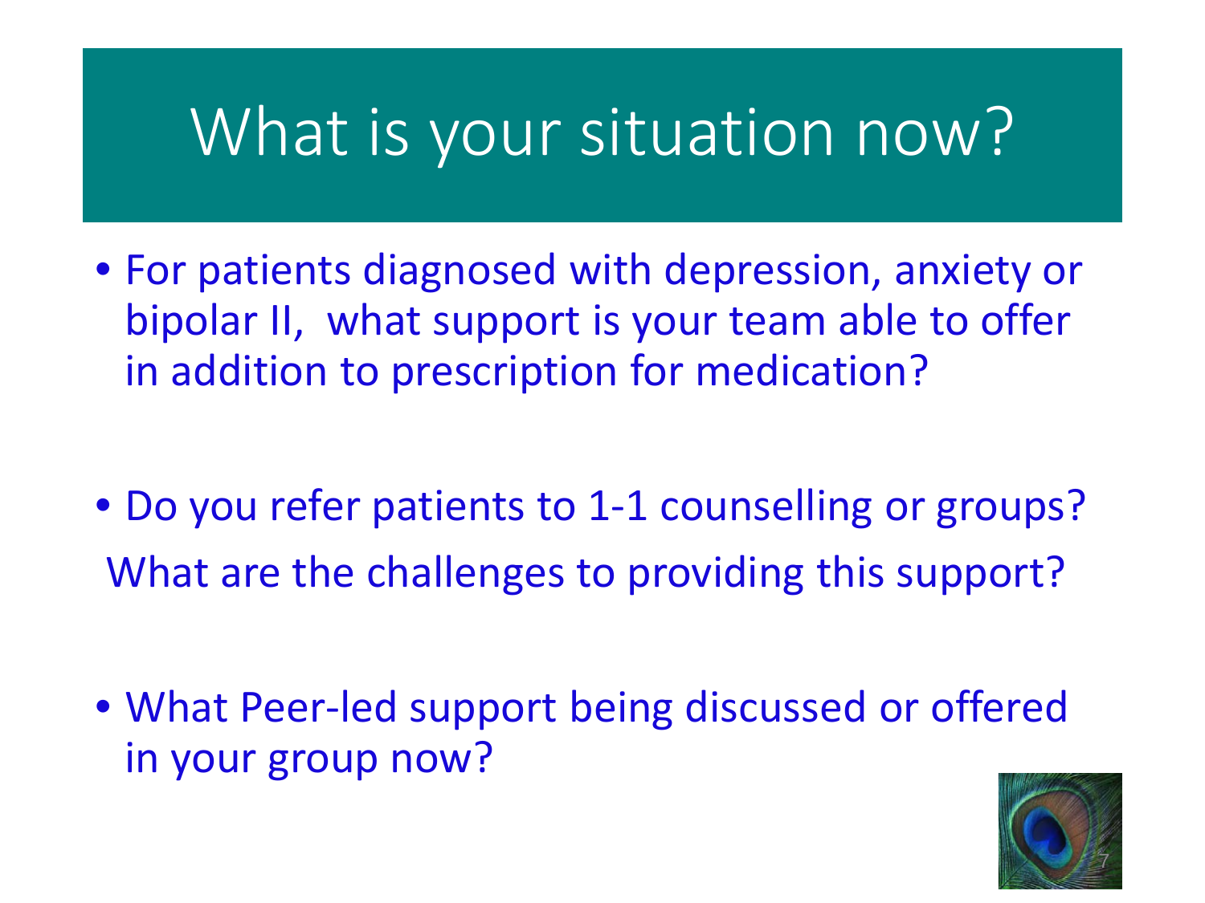# What is your situation now?

- For patients diagnosed with depression, anxiety or bipolar II, what support is your team able to offer in addition to prescription for medication?

- Do you refer patients to 1-1 counselling or groups?

  What are the challenges to providing this support?

- What Peer-led support being discussed or offered in your group now?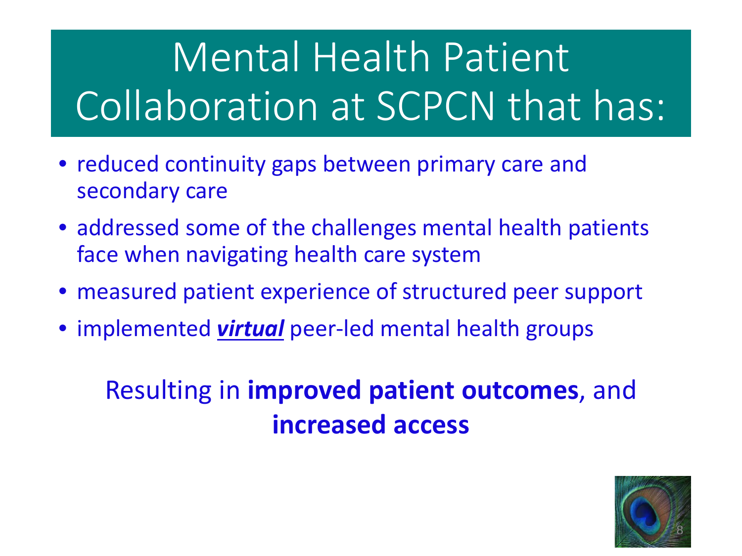# Mental Health Patient Collaboration at SCPCN that has:

- reduced continuity gaps between primary care and secondary care
- addressed some of the challenges mental health patients face when navigating health care system
- measured patient experience of structured peer support
- implemented ***virtual*** peer-led mental health groups

Resulting in **improved patient outcomes**, and **increased access**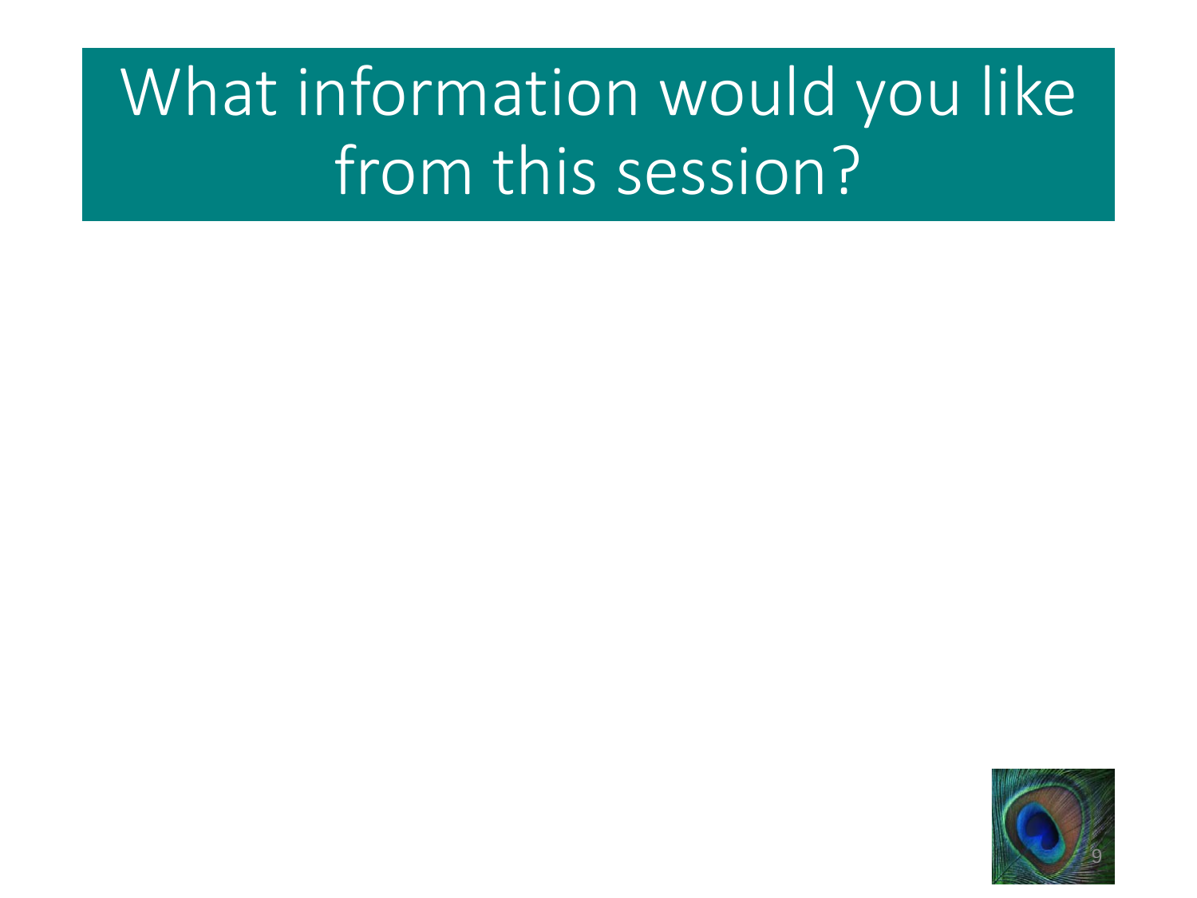# What information would you like from this session?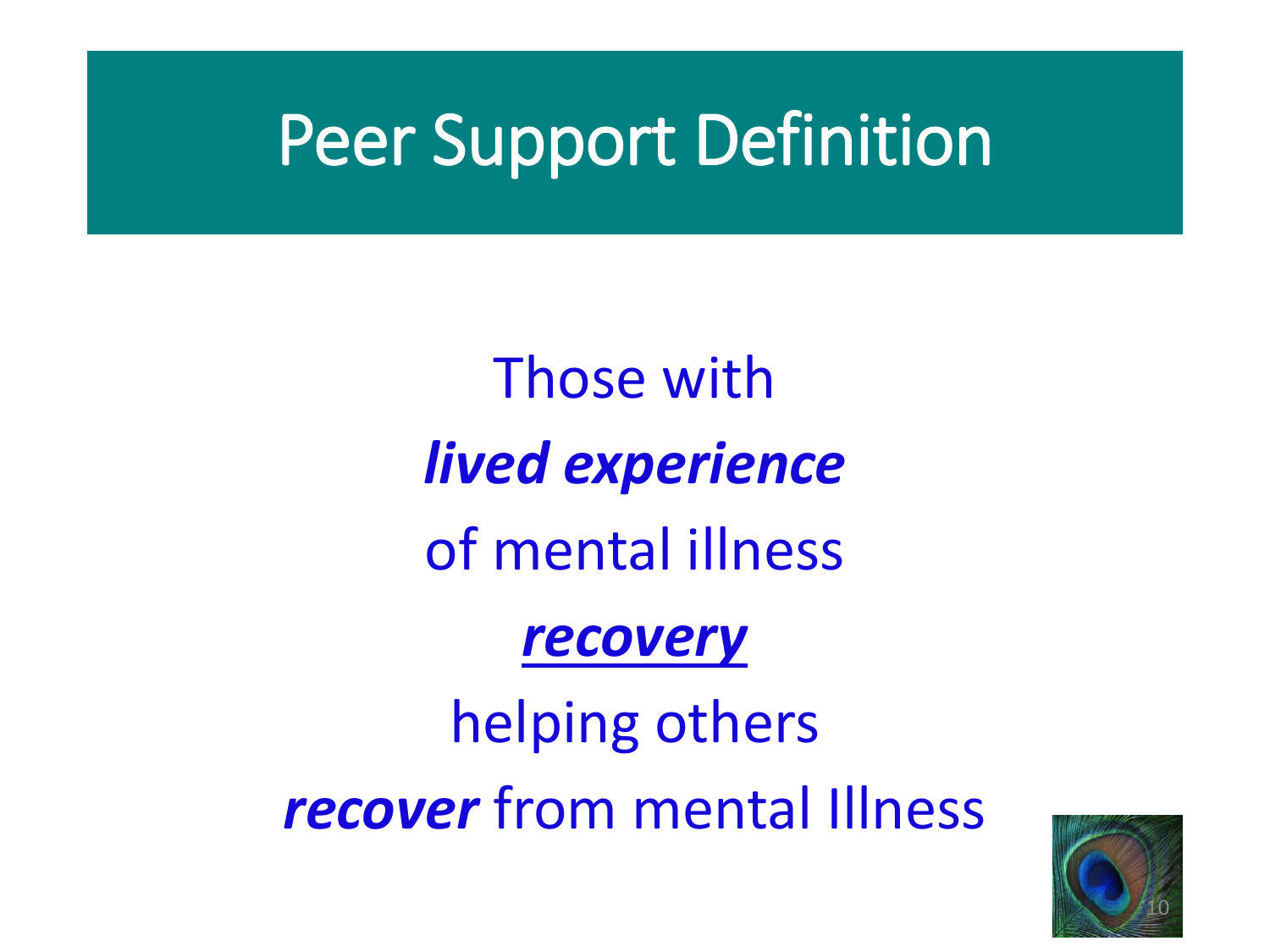# Peer Support Definition

Those with

***lived experience***

of mental illness

***<u>recovery</u>***

helping others

***recover*** from mental Illness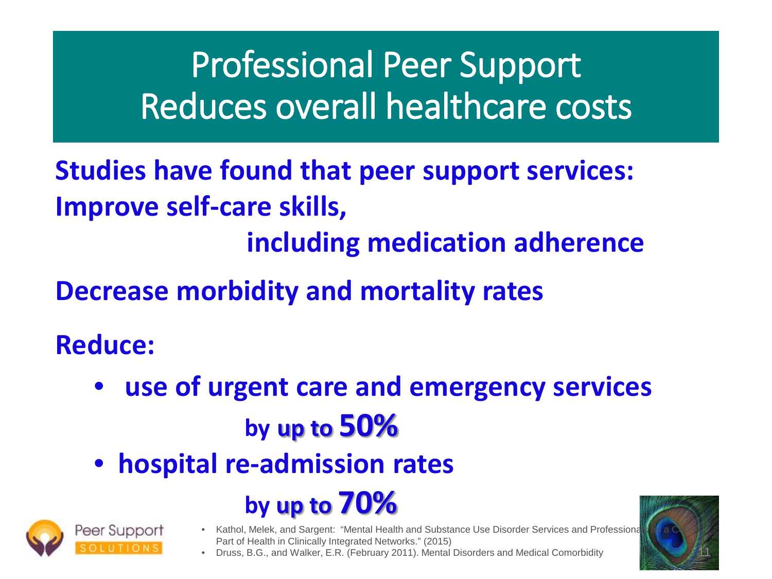# Professional Peer Support Reduces overall healthcare costs

**Studies have found that peer support services:**

**Improve self-care skills,**

**including medication adherence**

**Decrease morbidity and mortality rates**

**Reduce:**

- **use of urgent care and emergency services by up to 50%**
- **hospital re-admission rates by up to 70%**

Peer Support SOLUTIONS

- Kathol, Melek, and Sargent: "Mental Health and Substance Use Disorder Services and Professionals as a Core Part of Health in Clinically Integrated Networks." (2015)
- Druss, B.G., and Walker, E.R. (February 2011). Mental Disorders and Medical Comorbidity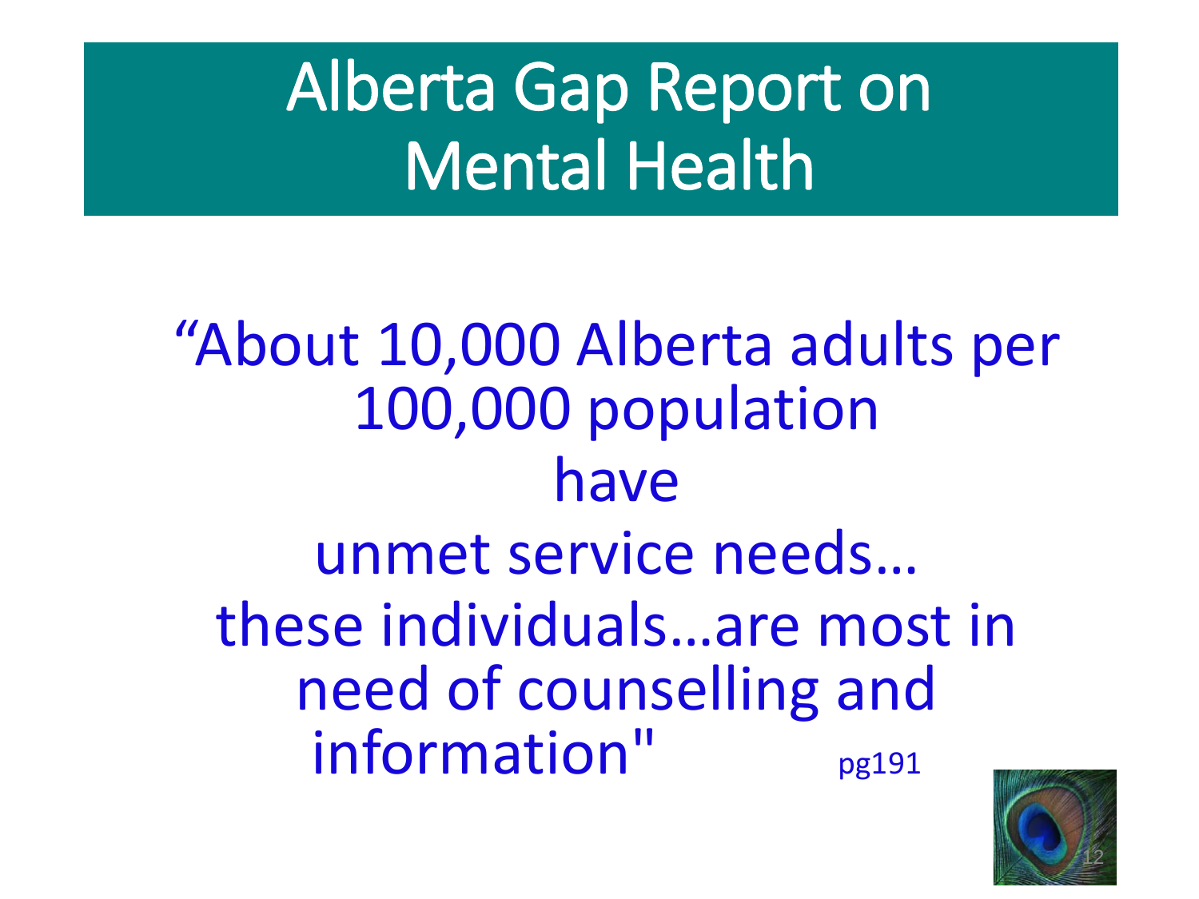# Alberta Gap Report on Mental Health

"About 10,000 Alberta adults per 100,000 population have unmet service needs… these individuals…are most in need of counselling and information" pg191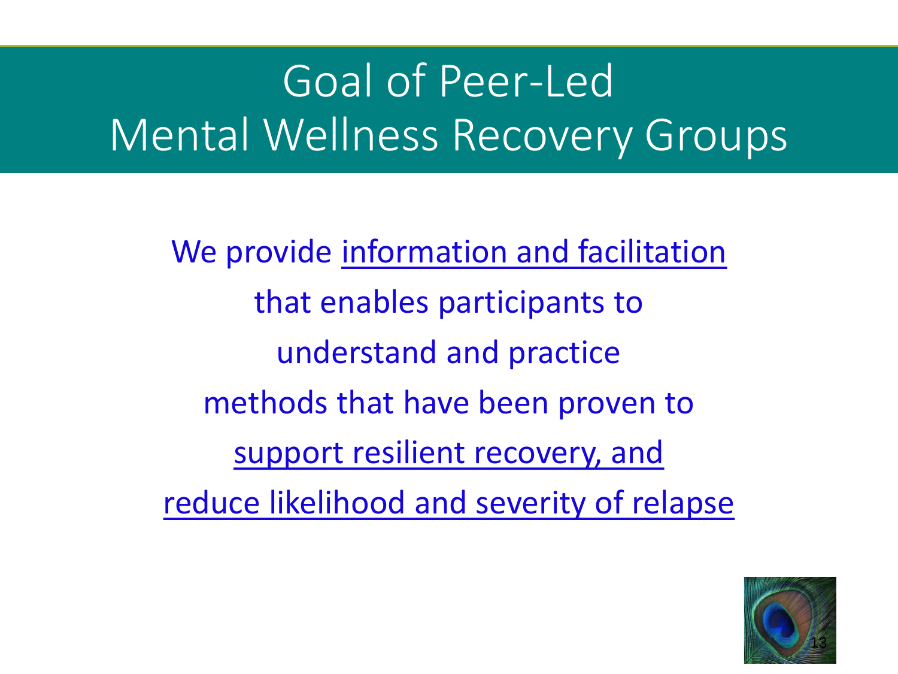# Goal of Peer-Led Mental Wellness Recovery Groups

We provide information and facilitation
that enables participants to
understand and practice
methods that have been proven to
support resilient recovery, and
reduce likelihood and severity of relapse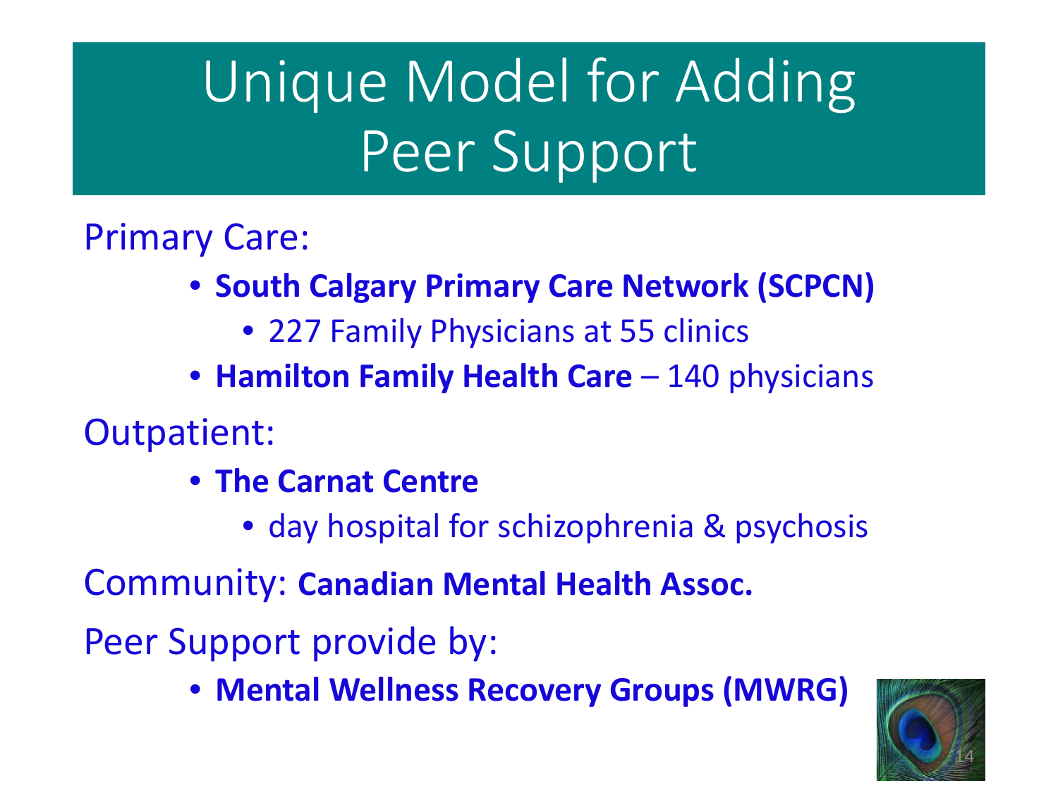# Unique Model for Adding Peer Support

Primary Care:

- **South Calgary Primary Care Network (SCPCN)**
  - 227 Family Physicians at 55 clinics
- **Hamilton Family Health Care** – 140 physicians

Outpatient:

- **The Carnat Centre**
  - day hospital for schizophrenia & psychosis

Community: **Canadian Mental Health Assoc.**

Peer Support provide by:

- **Mental Wellness Recovery Groups (MWRG)**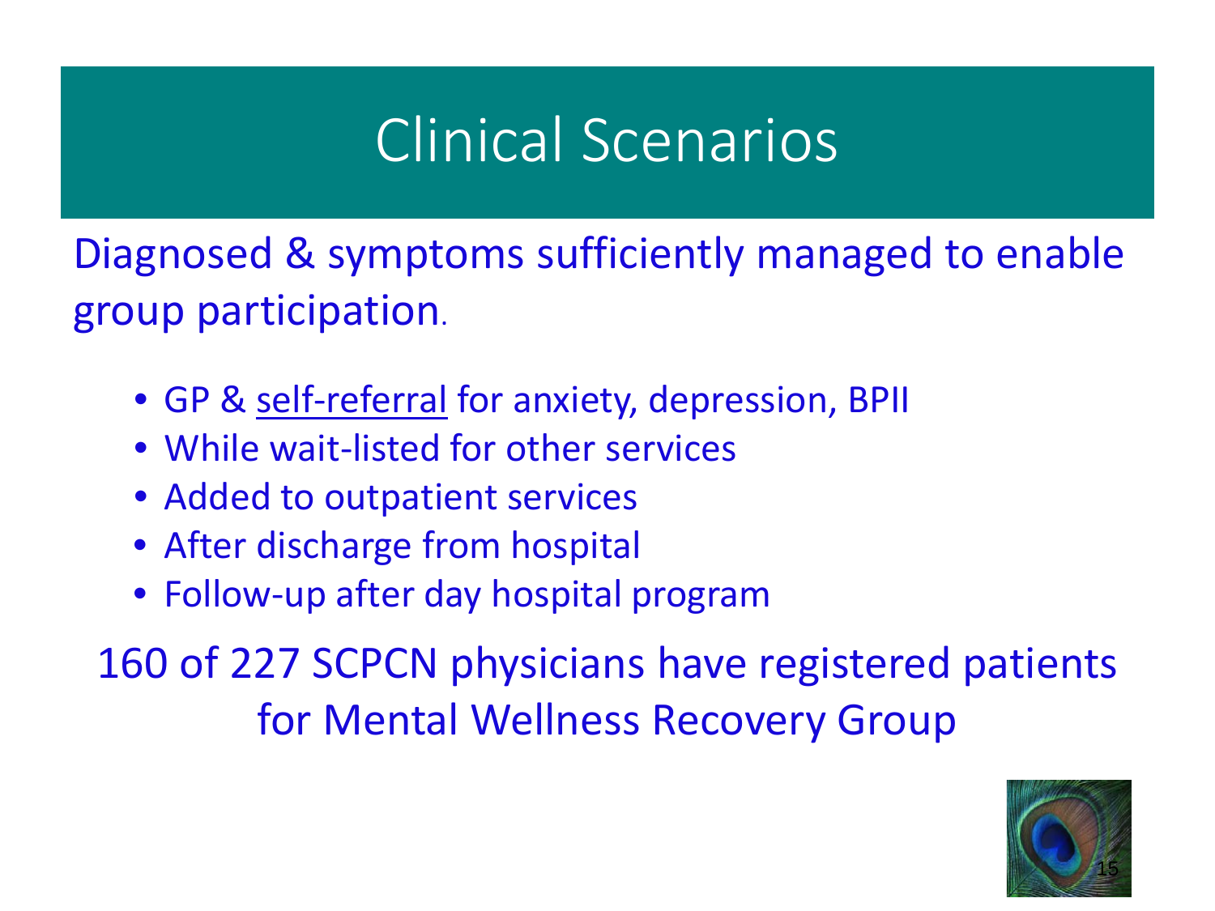# Clinical Scenarios

Diagnosed & symptoms sufficiently managed to enable group participation.

- GP & self-referral for anxiety, depression, BPII
- While wait-listed for other services
- Added to outpatient services
- After discharge from hospital
- Follow-up after day hospital program

160 of 227 SCPCN physicians have registered patients for Mental Wellness Recovery Group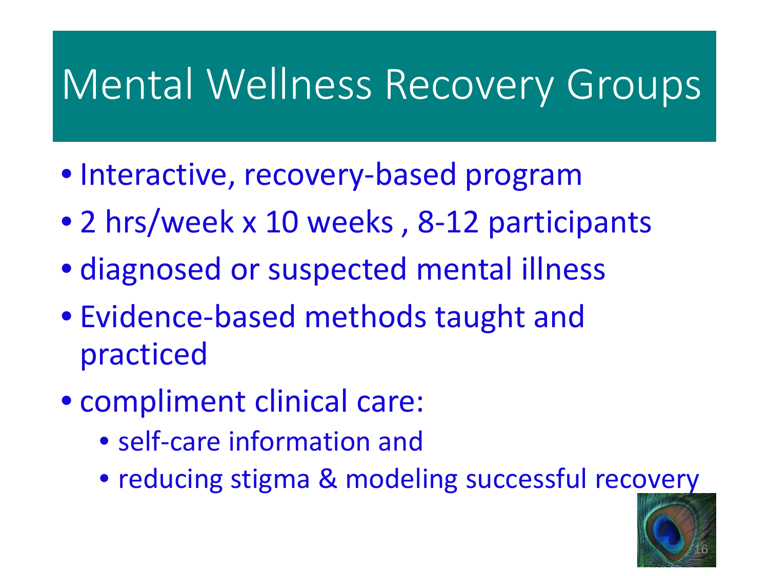# Mental Wellness Recovery Groups

- Interactive, recovery-based program
- 2 hrs/week x 10 weeks , 8-12 participants
- diagnosed or suspected mental illness
- Evidence-based methods taught and practiced
- compliment clinical care:
  - self-care information and
  - reducing stigma & modeling successful recovery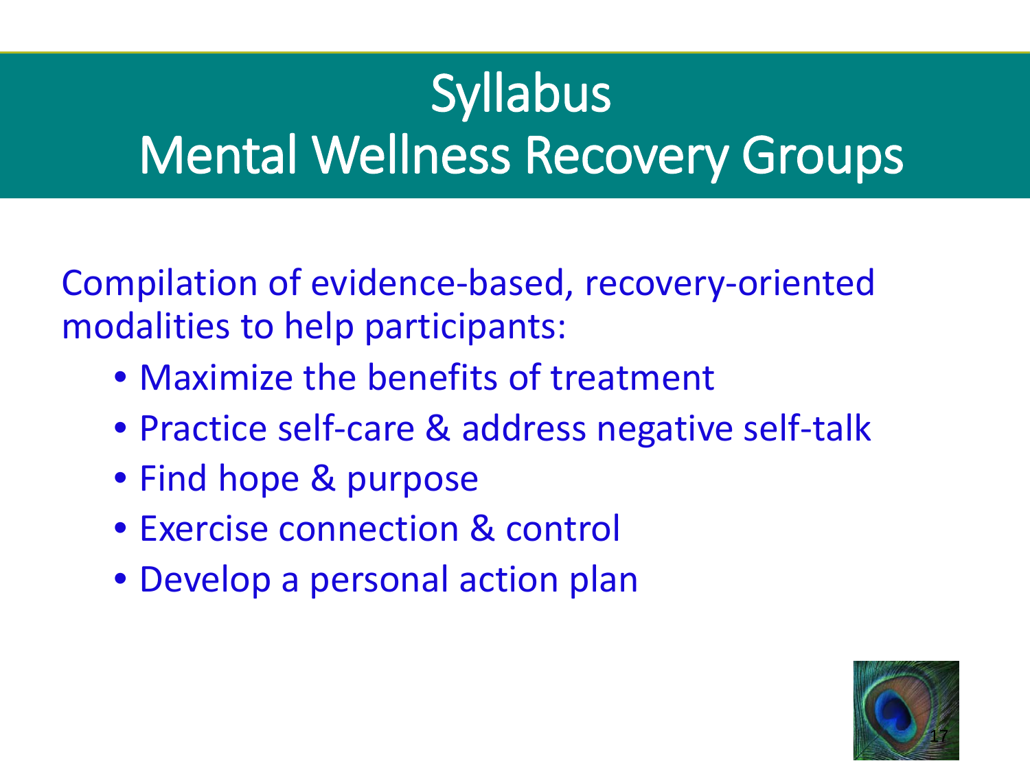# Syllabus
# Mental Wellness Recovery Groups

Compilation of evidence-based, recovery-oriented modalities to help participants:

- Maximize the benefits of treatment
- Practice self-care & address negative self-talk
- Find hope & purpose
- Exercise connection & control
- Develop a personal action plan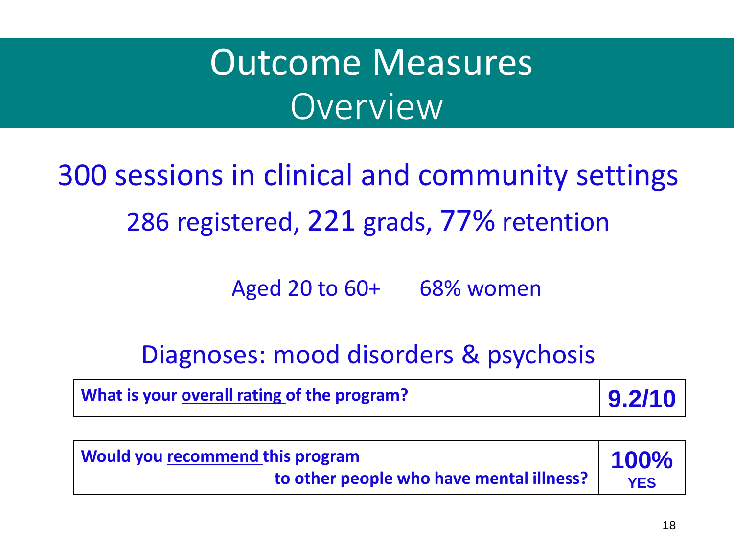# Outcome Measures
## Overview

300 sessions in clinical and community settings

286 registered, 221 grads, 77% retention

Aged 20 to 60+ 68% women

Diagnoses: mood disorders & psychosis

| What is your overall rating of the program? | 9.2/10 |
| --- | --- |

| Would you recommend this program to other people who have mental illness? | 100% YES |
| --- | --- |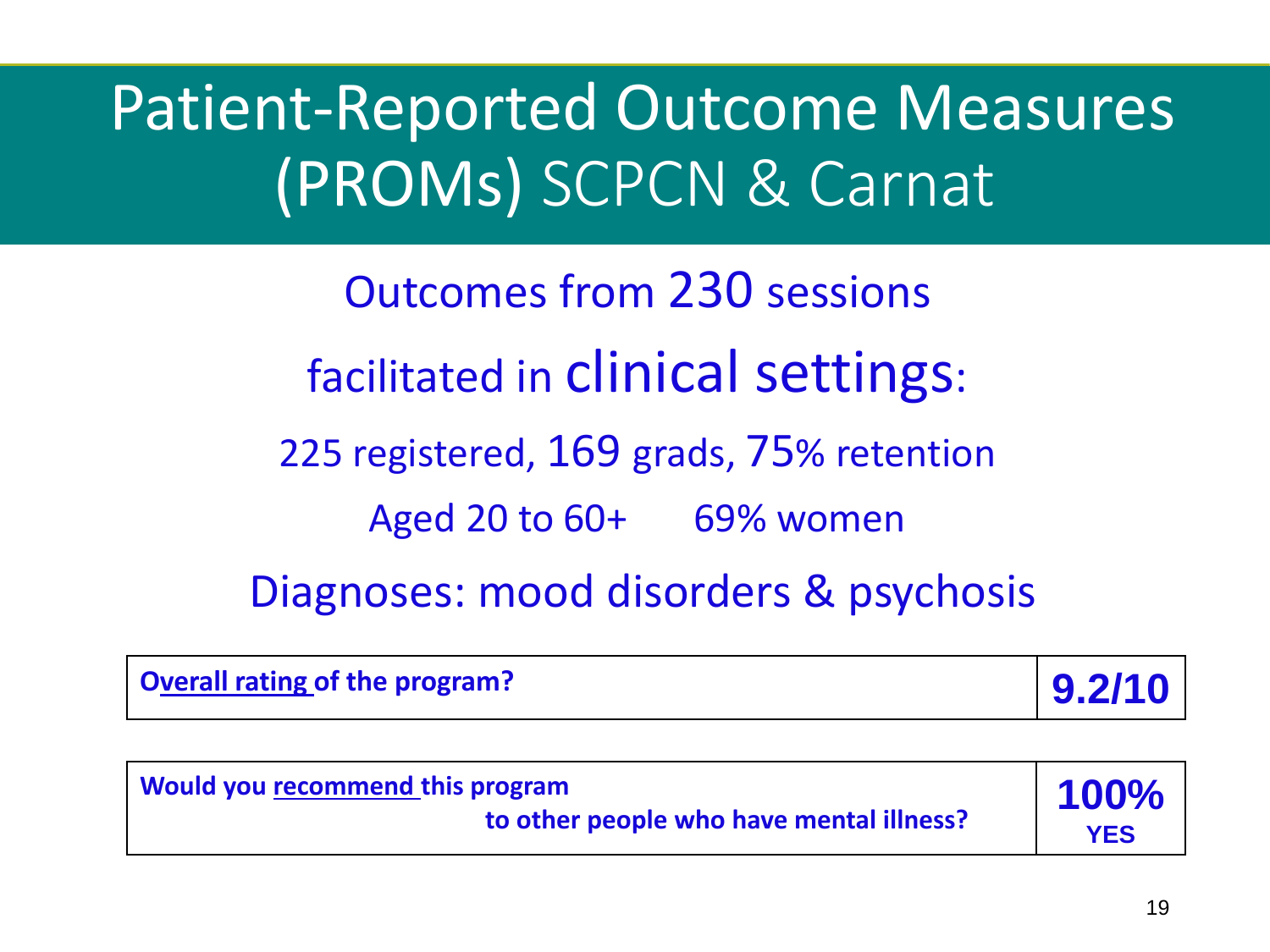# Patient-Reported Outcome Measures (PROMs) SCPCN & Carnat

Outcomes from 230 sessions

facilitated in clinical settings:

225 registered, 169 grads, 75% retention

Aged 20 to 60+ 69% women

Diagnoses: mood disorders & psychosis

| **Overall rating of the program?** | **9.2/10** |
|---|---|
| **Would you recommend this program to other people who have mental illness?** | **100% YES** |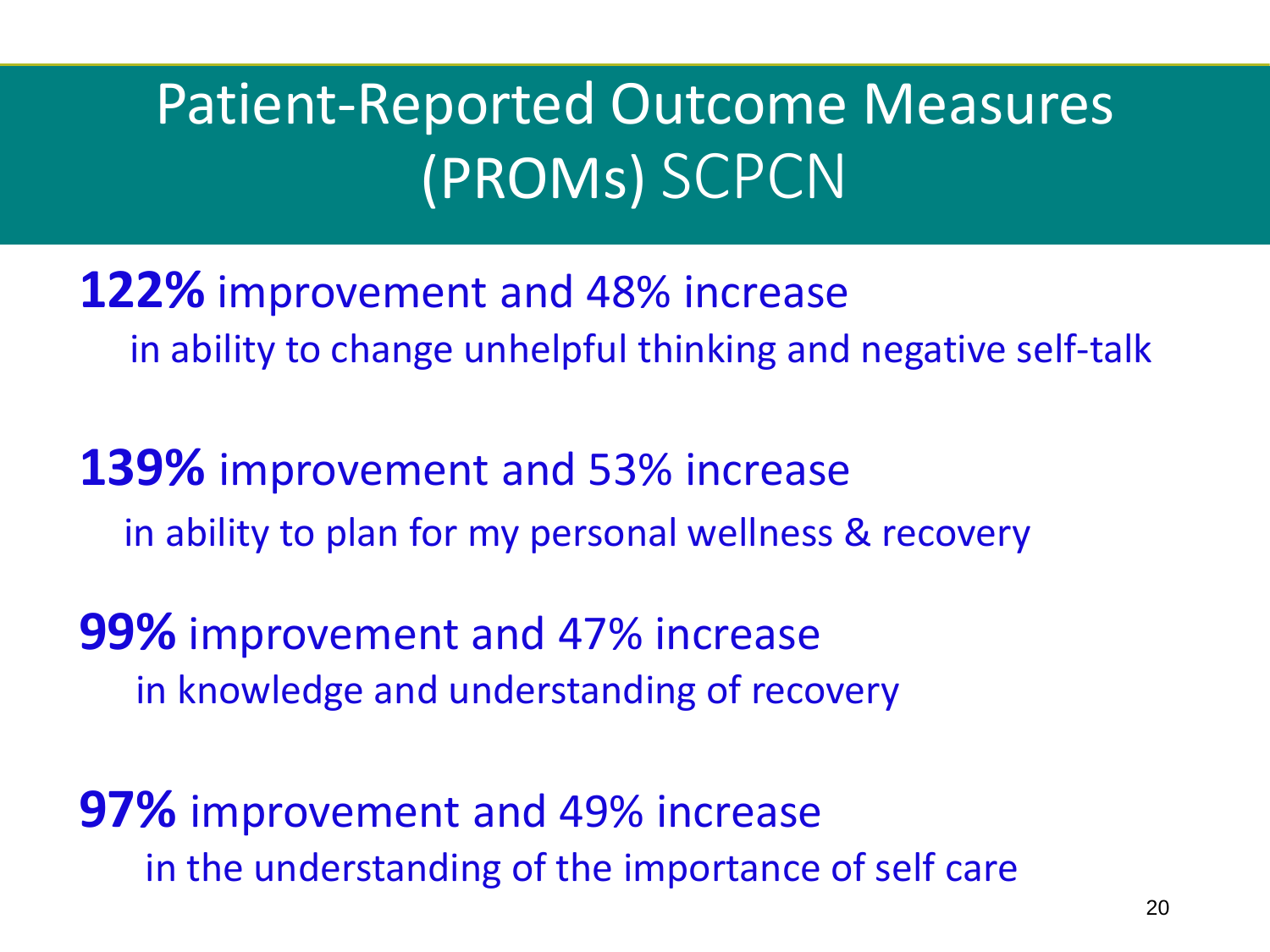# Patient-Reported Outcome Measures (PROMs) SCPCN

**122%** improvement and 48% increase
in ability to change unhelpful thinking and negative self-talk

**139%** improvement and 53% increase
in ability to plan for my personal wellness & recovery

**99%** improvement and 47% increase
in knowledge and understanding of recovery

**97%** improvement and 49% increase
in the understanding of the importance of self care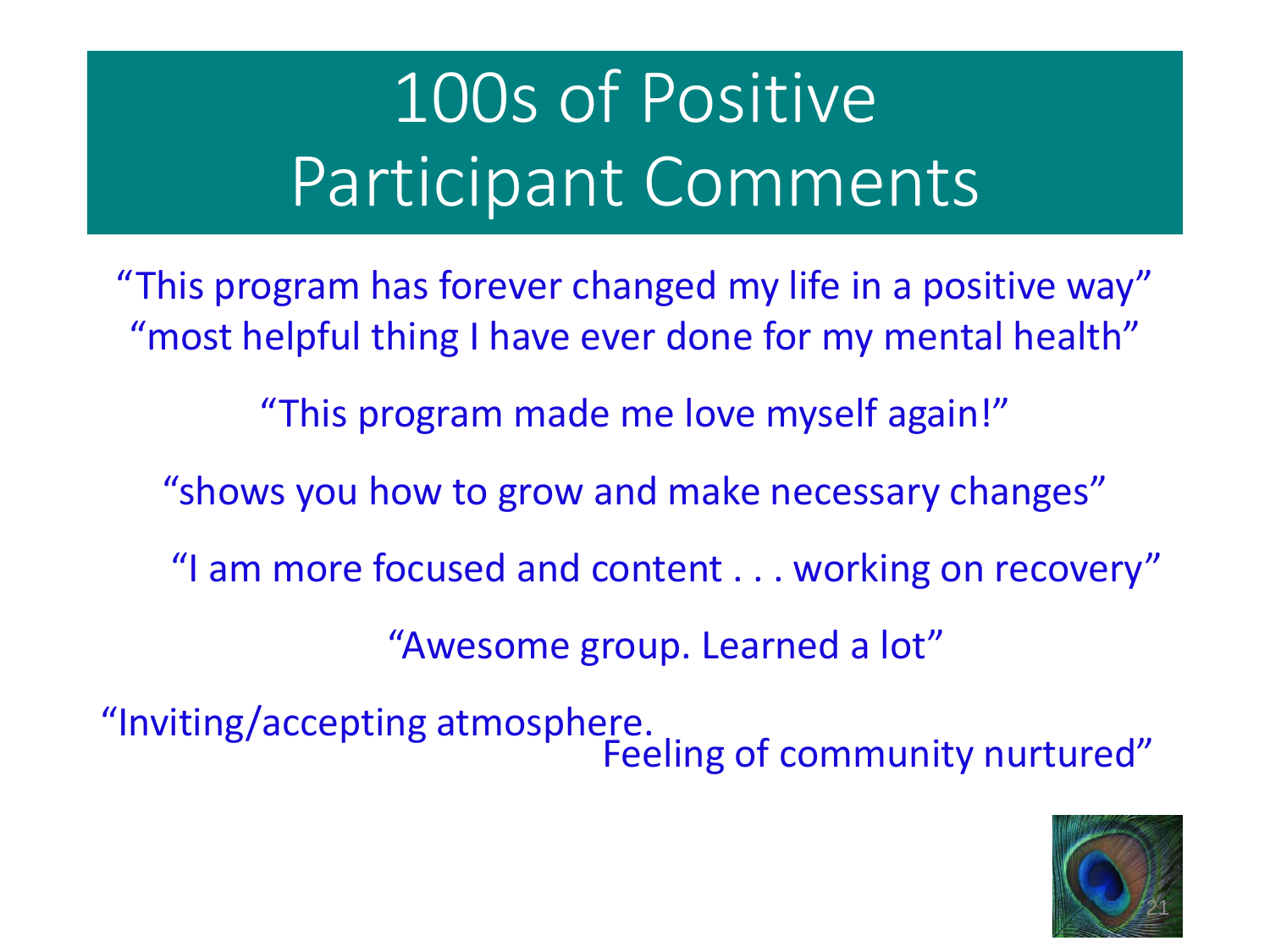# 100s of Positive Participant Comments

"This program has forever changed my life in a positive way"

"most helpful thing I have ever done for my mental health"

"This program made me love myself again!"

"shows you how to grow and make necessary changes"

"I am more focused and content . . . working on recovery"

"Awesome group. Learned a lot"

"Inviting/accepting atmosphere. Feeling of community nurtured"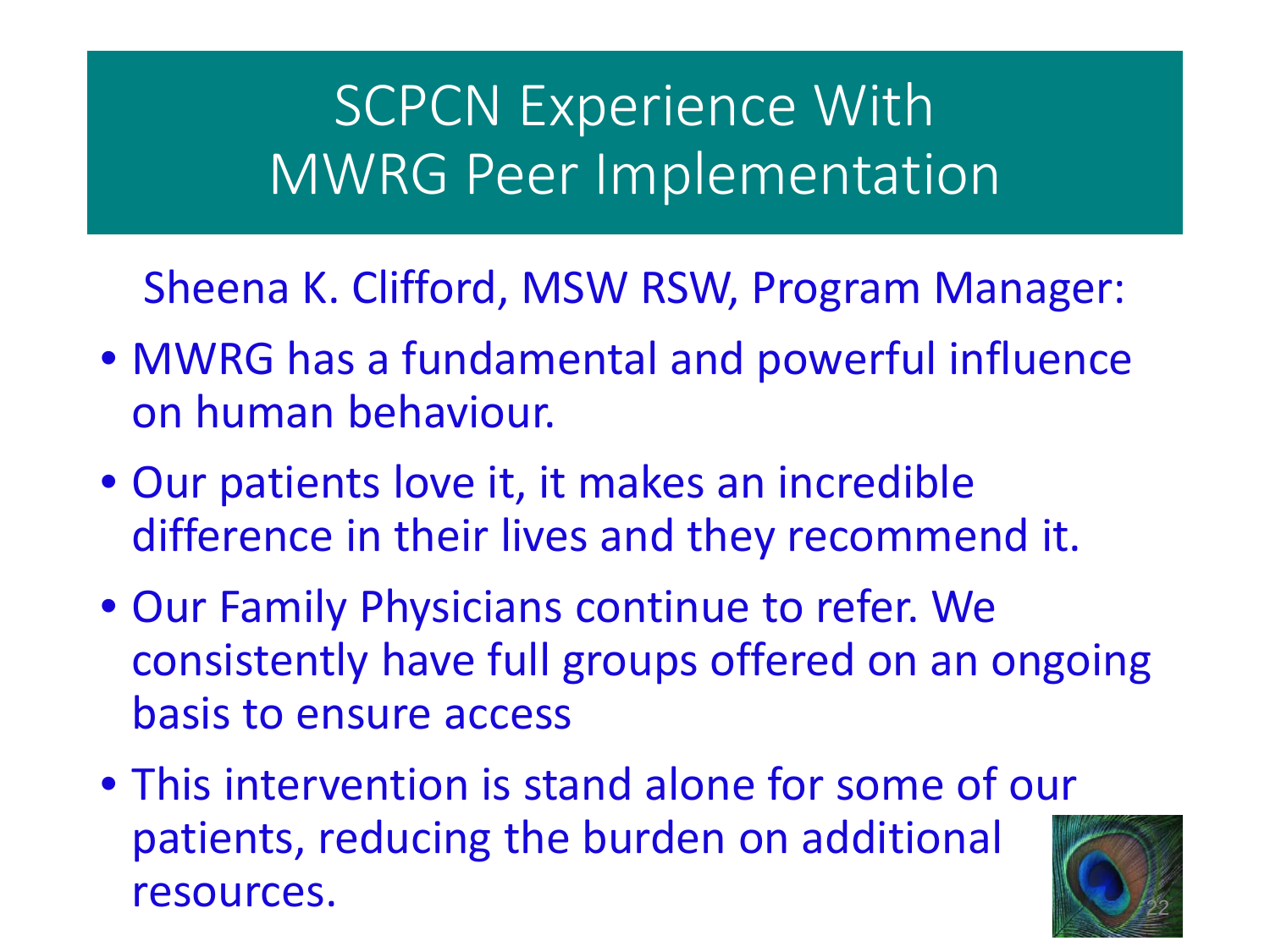# SCPCN Experience With MWRG Peer Implementation

Sheena K. Clifford, MSW RSW, Program Manager:

- MWRG has a fundamental and powerful influence on human behaviour.
- Our patients love it, it makes an incredible difference in their lives and they recommend it.
- Our Family Physicians continue to refer. We consistently have full groups offered on an ongoing basis to ensure access
- This intervention is stand alone for some of our patients, reducing the burden on additional resources.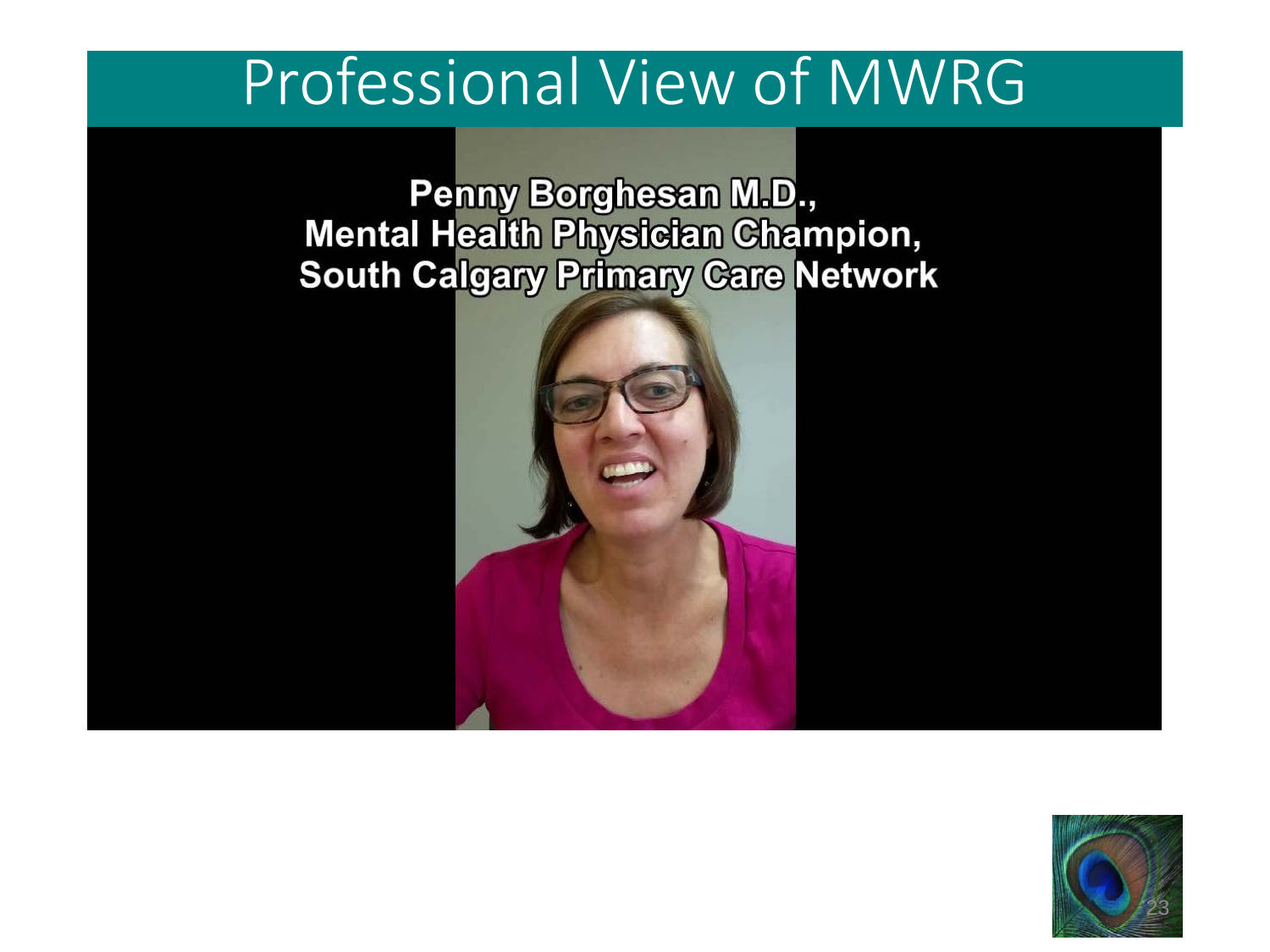# Professional View of MWRG

**Penny Borghesan M.D.,**
**Mental Health Physician Champion,**
**South Calgary Primary Care Network**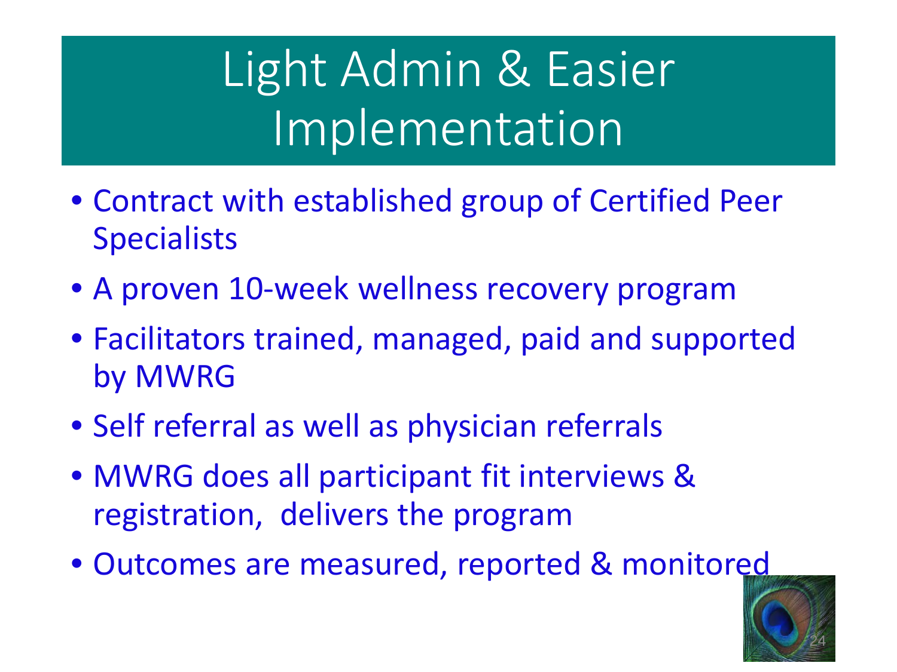# Light Admin & Easier Implementation

- Contract with established group of Certified Peer Specialists
- A proven 10-week wellness recovery program
- Facilitators trained, managed, paid and supported by MWRG
- Self referral as well as physician referrals
- MWRG does all participant fit interviews & registration, delivers the program
- Outcomes are measured, reported & monitored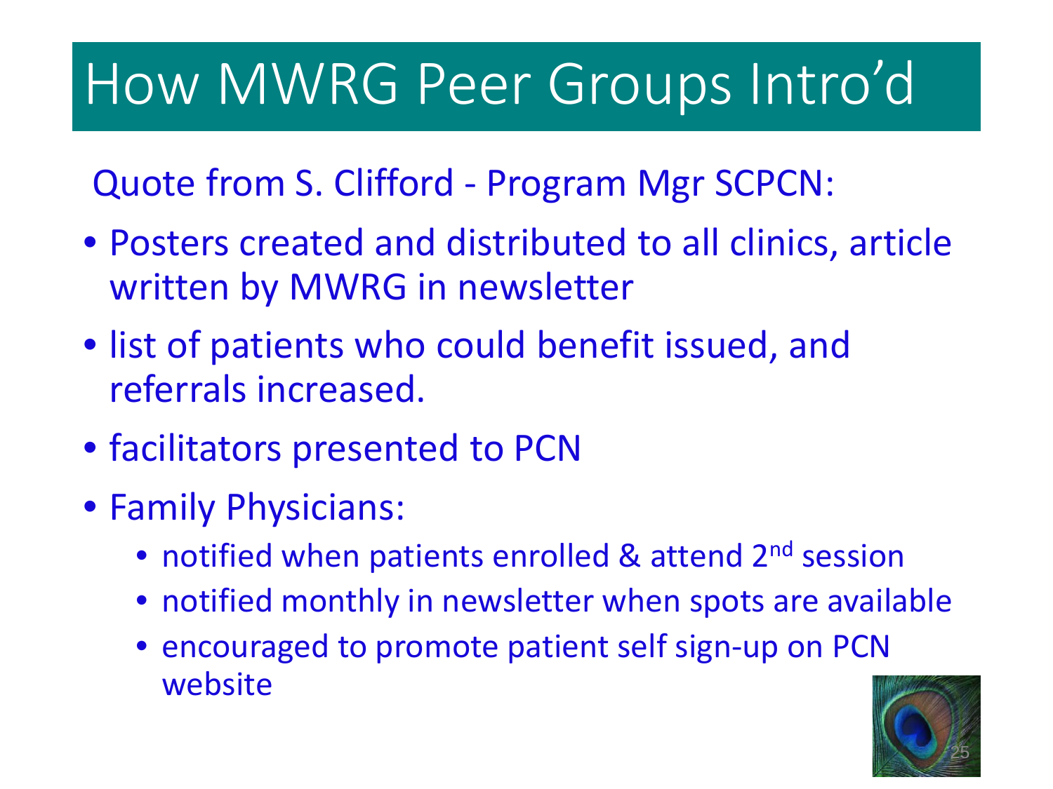# How MWRG Peer Groups Intro'd

Quote from S. Clifford - Program Mgr SCPCN:

- Posters created and distributed to all clinics, article written by MWRG in newsletter
- list of patients who could benefit issued, and referrals increased.
- facilitators presented to PCN
- Family Physicians:
  - notified when patients enrolled & attend 2nd session
  - notified monthly in newsletter when spots are available
  - encouraged to promote patient self sign-up on PCN website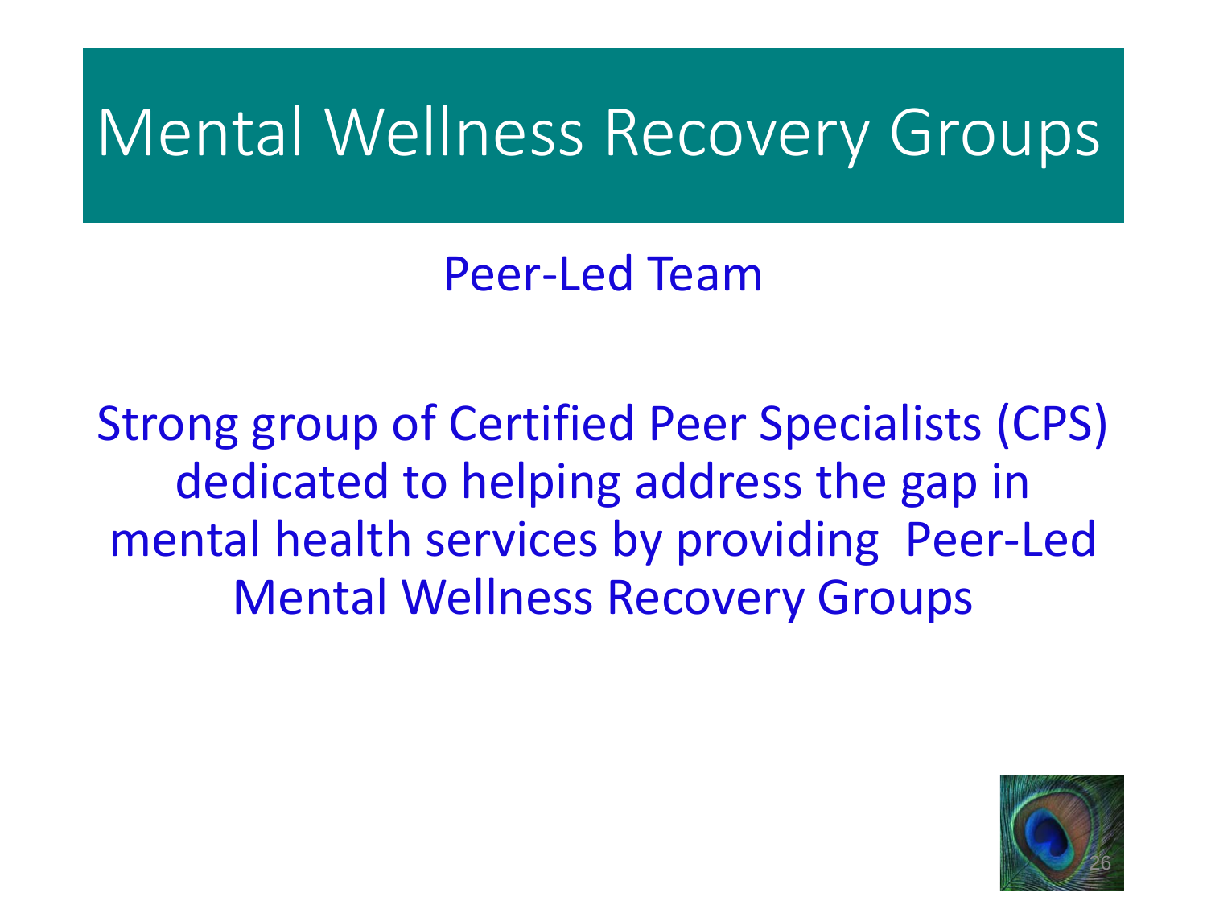# Mental Wellness Recovery Groups

Peer-Led Team

Strong group of Certified Peer Specialists (CPS) dedicated to helping address the gap in mental health services by providing Peer-Led Mental Wellness Recovery Groups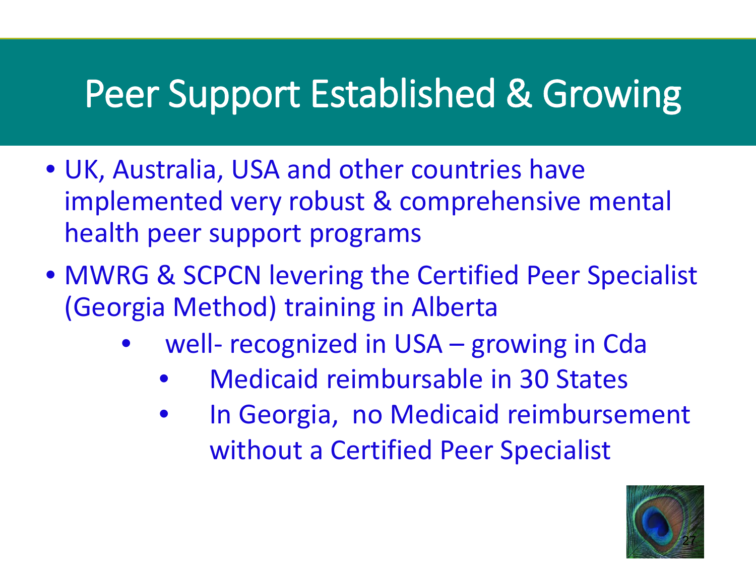# Peer Support Established & Growing

- UK, Australia, USA and other countries have implemented very robust & comprehensive mental health peer support programs
- MWRG & SCPCN levering the Certified Peer Specialist (Georgia Method) training in Alberta
  - well- recognized in USA – growing in Cda
    - Medicaid reimbursable in 30 States
    - In Georgia, no Medicaid reimbursement without a Certified Peer Specialist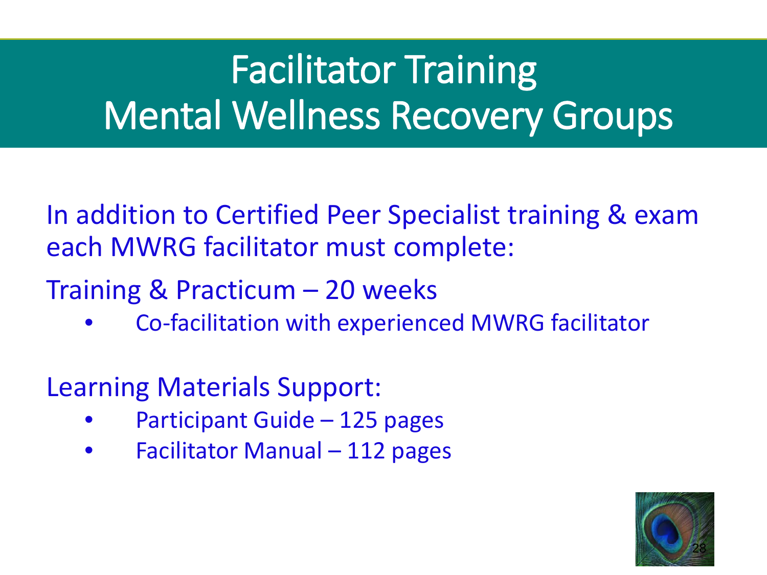# Facilitator Training
# Mental Wellness Recovery Groups

In addition to Certified Peer Specialist training & exam each MWRG facilitator must complete:

Training & Practicum – 20 weeks

- Co-facilitation with experienced MWRG facilitator

Learning Materials Support:

- Participant Guide – 125 pages
- Facilitator Manual – 112 pages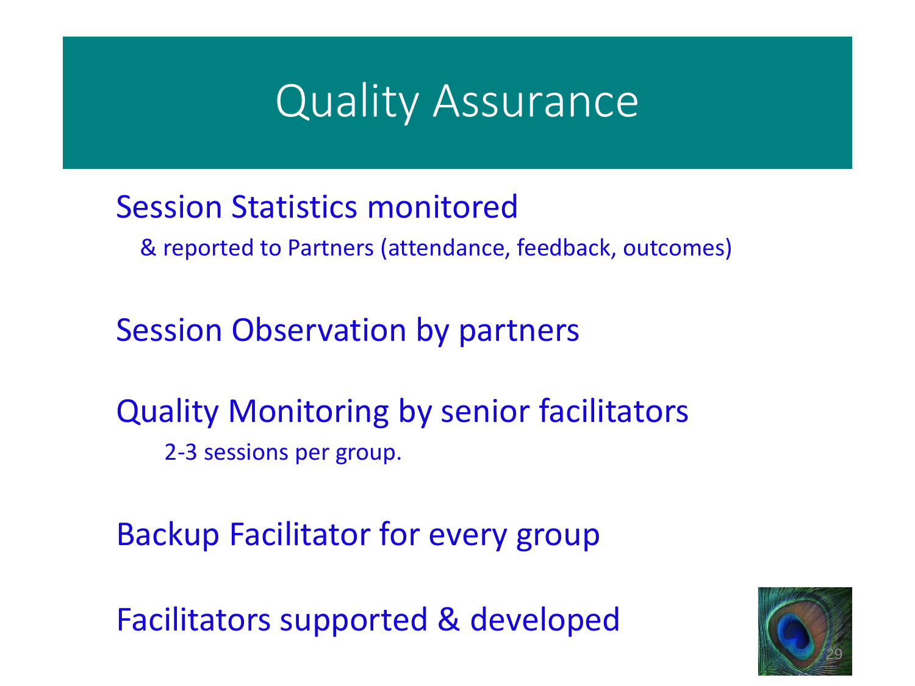# Quality Assurance

Session Statistics monitored

& reported to Partners (attendance, feedback, outcomes)

Session Observation by partners

Quality Monitoring by senior facilitators

2-3 sessions per group.

Backup Facilitator for every group

Facilitators supported & developed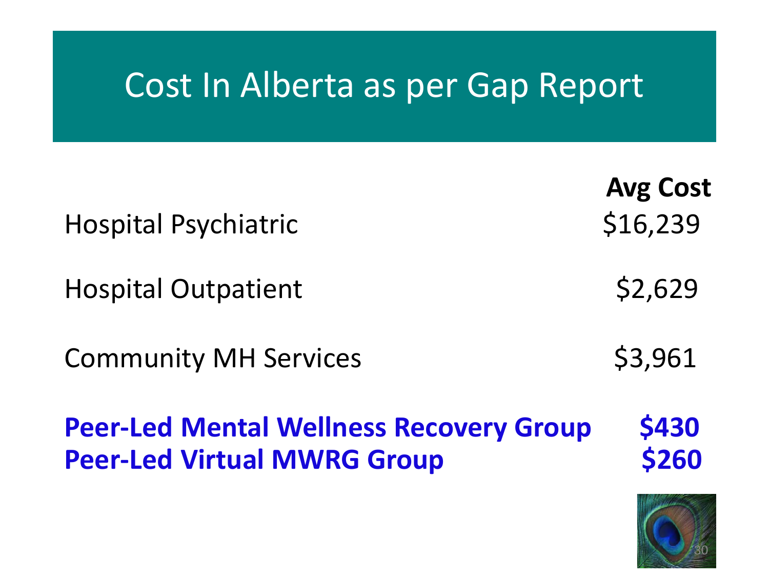# Cost In Alberta as per Gap Report

| | Avg Cost |
|---|---|
| Hospital Psychiatric | $16,239 |
| Hospital Outpatient | $2,629 |
| Community MH Services | $3,961 |
| **Peer-Led Mental Wellness Recovery Group** | **$430** |
| **Peer-Led Virtual MWRG Group** | **$260** |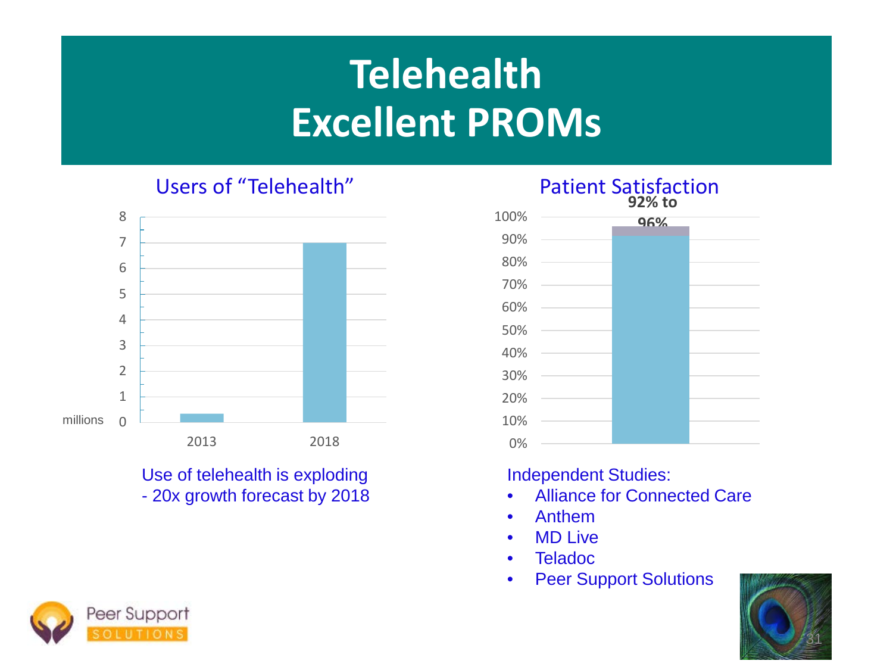# Telehealth
# Excellent PROMs

## Users of "Telehealth"

| Year | Users (millions) |
|---|---|
| 2013 | ~0.35 |
| 2018 | 7 |

Use of telehealth is exploding
- 20x growth forecast by 2018

## Patient Satisfaction

**92% to 96%**

Independent Studies:

- Alliance for Connected Care
- Anthem
- MD Live
- Teladoc
- Peer Support Solutions

Peer Support SOLUTIONS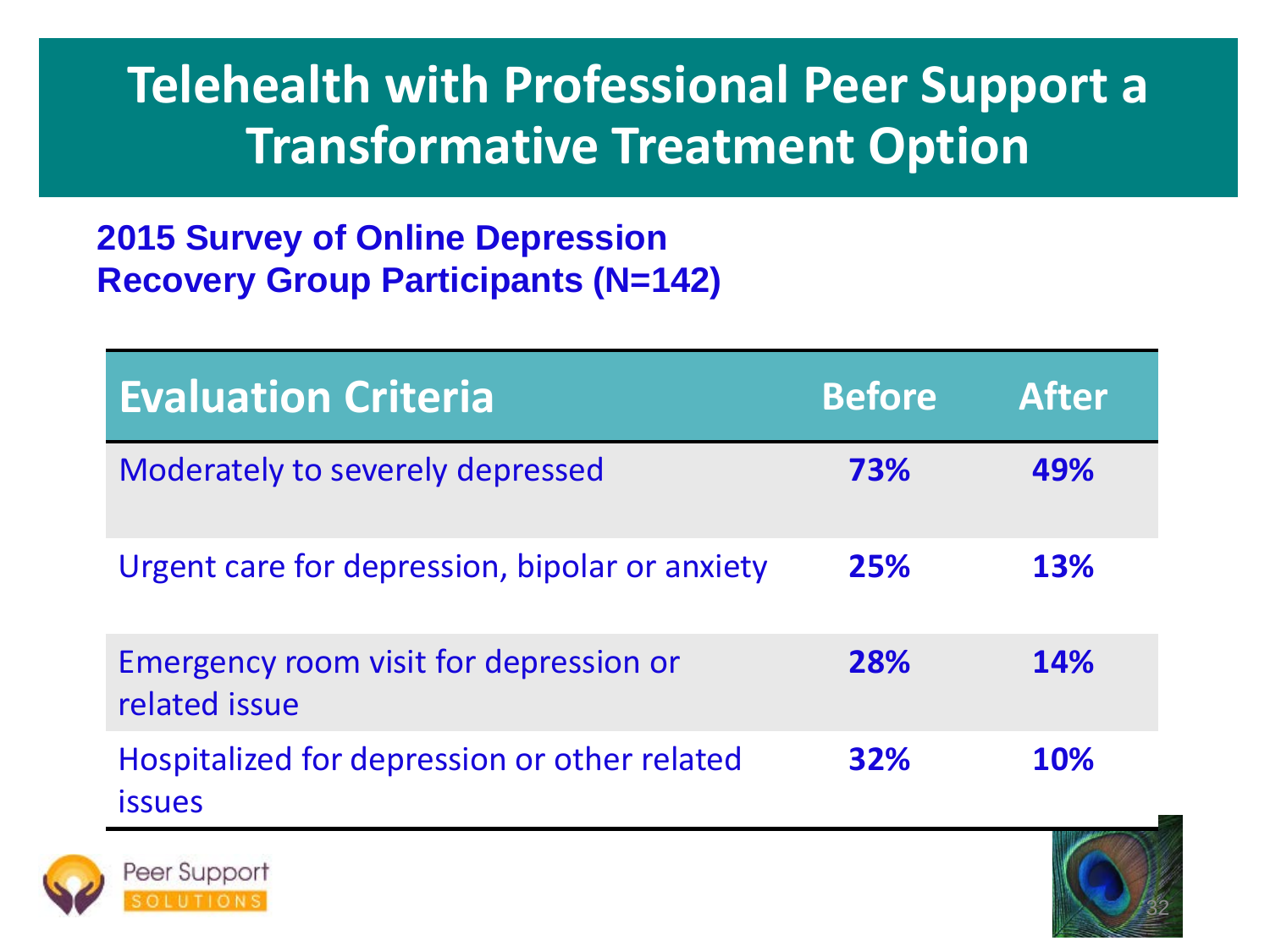# Telehealth with Professional Peer Support a Transformative Treatment Option

**2015 Survey of Online Depression Recovery Group Participants (N=142)**

| Evaluation Criteria | Before | After |
|---|---|---|
| Moderately to severely depressed | **73%** | **49%** |
| Urgent care for depression, bipolar or anxiety | **25%** | **13%** |
| Emergency room visit for depression or related issue | **28%** | **14%** |
| Hospitalized for depression or other related issues | **32%** | **10%** |

Peer Support SOLUTIONS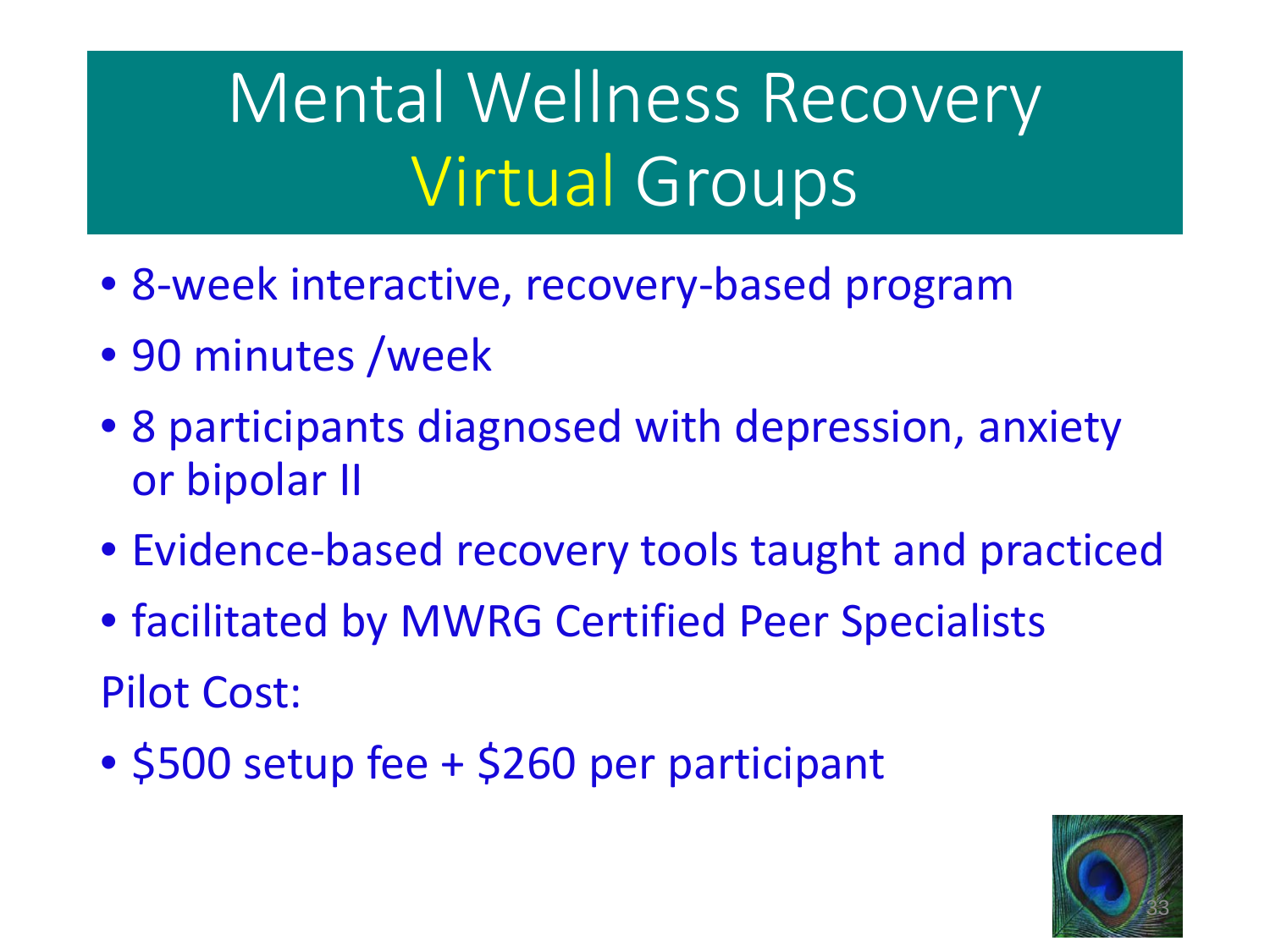# Mental Wellness Recovery Virtual Groups

- 8-week interactive, recovery-based program
- 90 minutes /week
- 8 participants diagnosed with depression, anxiety or bipolar II
- Evidence-based recovery tools taught and practiced
- facilitated by MWRG Certified Peer Specialists

Pilot Cost:

- $500 setup fee + $260 per participant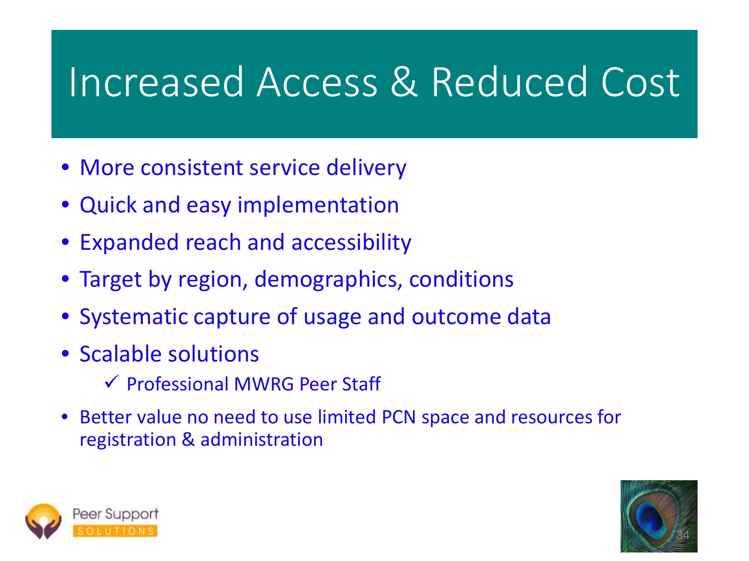# Increased Access & Reduced Cost

- More consistent service delivery
- Quick and easy implementation
- Expanded reach and accessibility
- Target by region, demographics, conditions
- Systematic capture of usage and outcome data
- Scalable solutions
  - ✓ Professional MWRG Peer Staff
- Better value no need to use limited PCN space and resources for registration & administration

Peer Support SOLUTIONS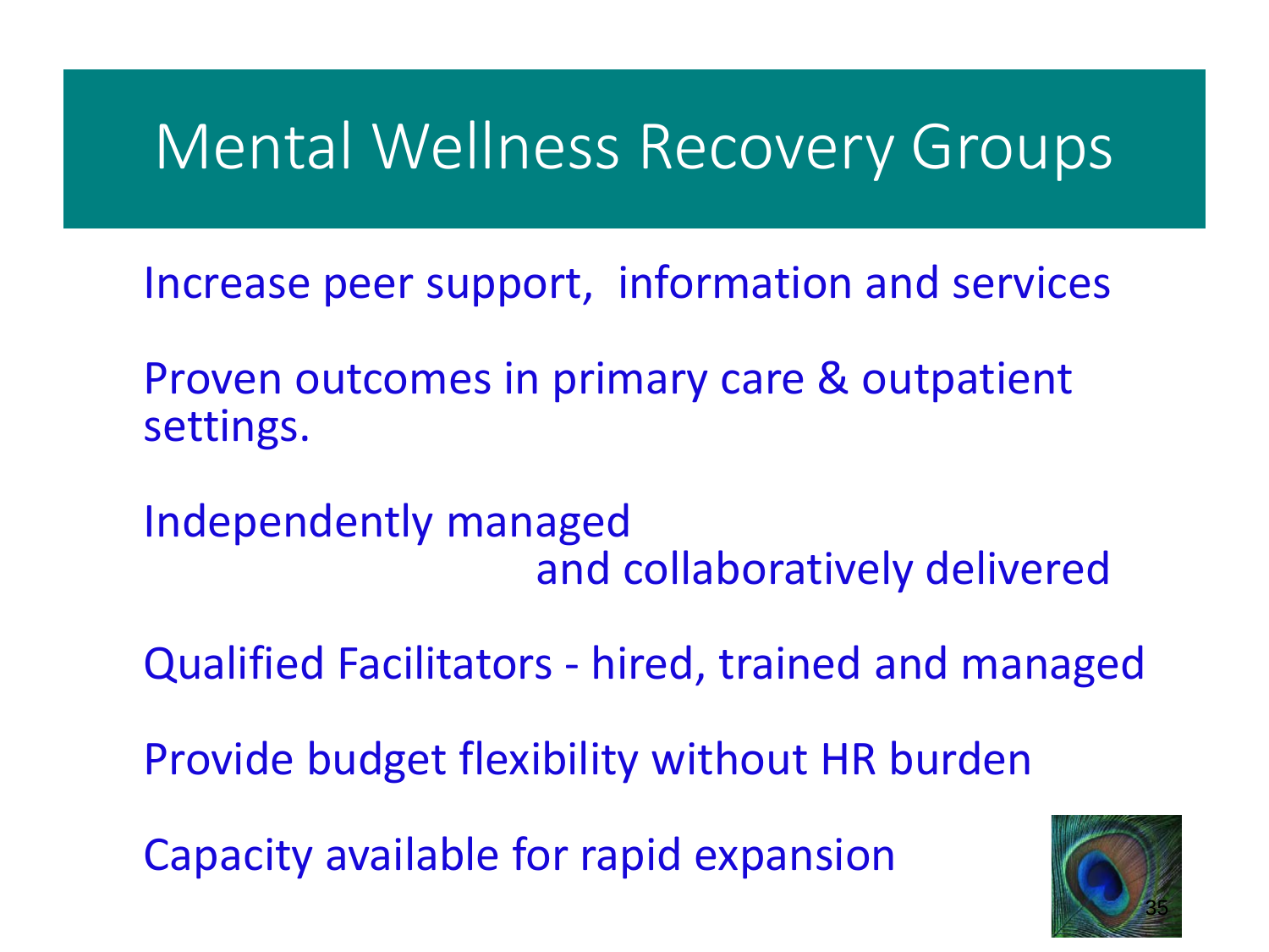# Mental Wellness Recovery Groups

Increase peer support, information and services

Proven outcomes in primary care & outpatient settings.

Independently managed and collaboratively delivered

Qualified Facilitators - hired, trained and managed

Provide budget flexibility without HR burden

Capacity available for rapid expansion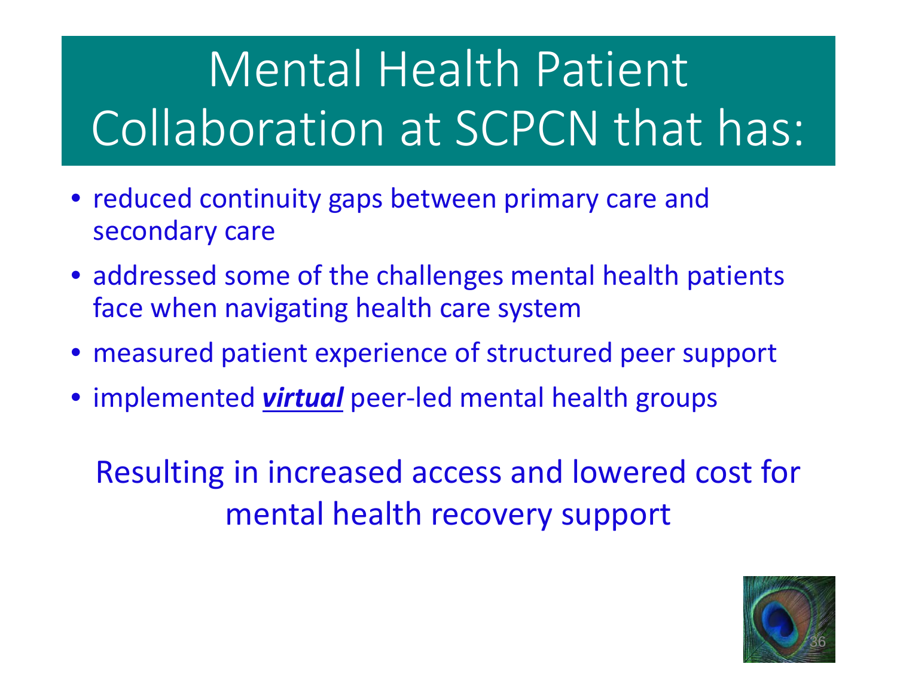# Mental Health Patient Collaboration at SCPCN that has:

- reduced continuity gaps between primary care and secondary care
- addressed some of the challenges mental health patients face when navigating health care system
- measured patient experience of structured peer support
- implemented ***virtual*** peer-led mental health groups

Resulting in increased access and lowered cost for mental health recovery support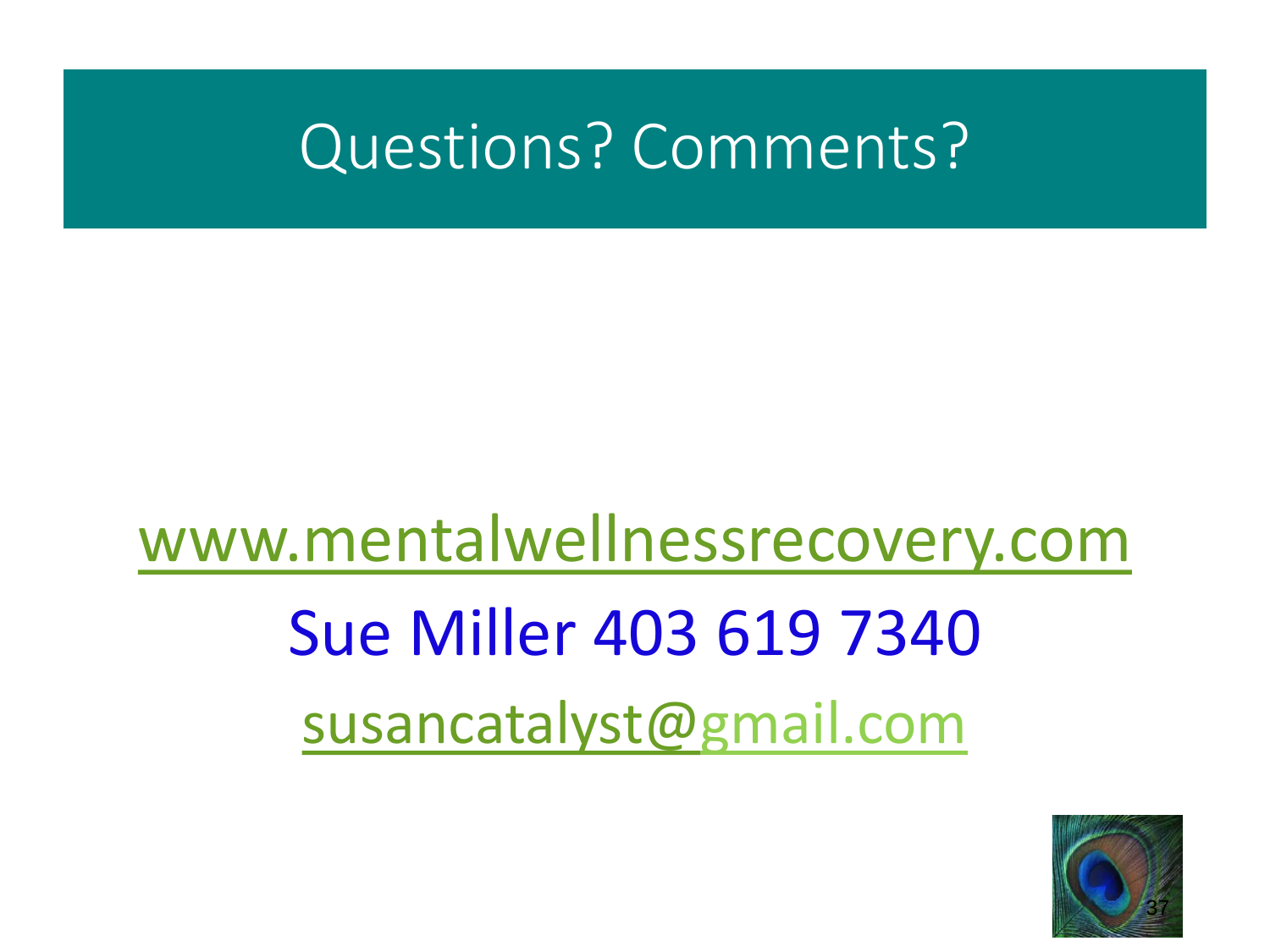# Questions? Comments?

www.mentalwellnessrecovery.com

Sue Miller 403 619 7340

susancatalyst@gmail.com